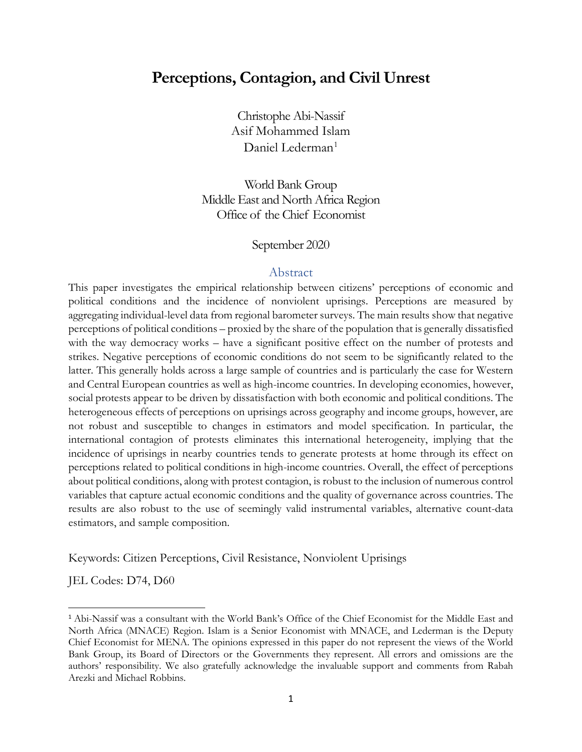# Perceptions, Contagion, and Civil Unrest

Christophe Abi-Nassif
Asif Mohammed Islam
Daniel Lederman[1]

World Bank Group
Middle East and North Africa Region
Office of the Chief Economist

September 2020

## Abstract

This paper investigates the empirical relationship between citizens' perceptions of economic and political conditions and the incidence of nonviolent uprisings. Perceptions are measured by aggregating individual-level data from regional barometer surveys. The main results show that negative perceptions of political conditions – proxied by the share of the population that is generally dissatisfied with the way democracy works – have a significant positive effect on the number of protests and strikes. Negative perceptions of economic conditions do not seem to be significantly related to the latter. This generally holds across a large sample of countries and is particularly the case for Western and Central European countries as well as high-income countries. In developing economies, however, social protests appear to be driven by dissatisfaction with both economic and political conditions. The heterogeneous effects of perceptions on uprisings across geography and income groups, however, are not robust and susceptible to changes in estimators and model specification. In particular, the international contagion of protests eliminates this international heterogeneity, implying that the incidence of uprisings in nearby countries tends to generate protests at home through its effect on perceptions related to political conditions in high-income countries. Overall, the effect of perceptions about political conditions, along with protest contagion, is robust to the inclusion of numerous control variables that capture actual economic conditions and the quality of governance across countries. The results are also robust to the use of seemingly valid instrumental variables, alternative count-data estimators, and sample composition.

Keywords: Citizen Perceptions, Civil Resistance, Nonviolent Uprisings

JEL Codes: D74, D60

[1] Abi-Nassif was a consultant with the World Bank's Office of the Chief Economist for the Middle East and North Africa (MNACE) Region. Islam is a Senior Economist with MNACE, and Lederman is the Deputy Chief Economist for MENA. The opinions expressed in this paper do not represent the views of the World Bank Group, its Board of Directors or the Governments they represent. All errors and omissions are the authors' responsibility. We also gratefully acknowledge the invaluable support and comments from Rabah Arezki and Michael Robbins.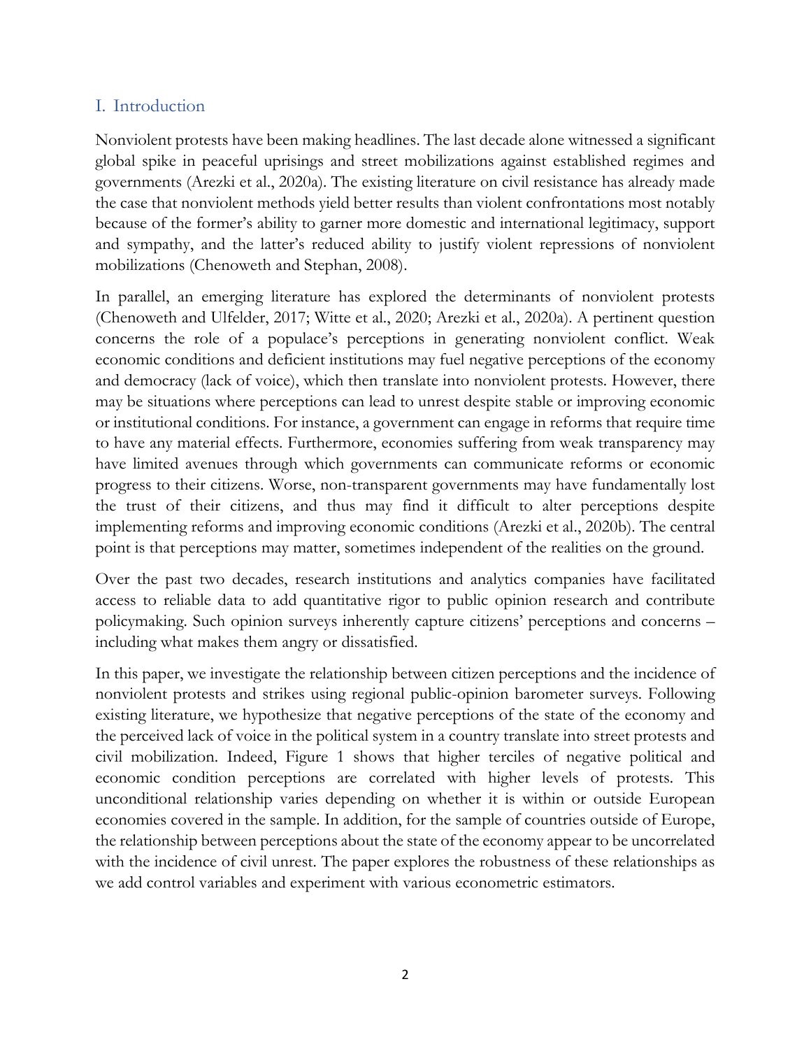## I. Introduction

Nonviolent protests have been making headlines. The last decade alone witnessed a significant global spike in peaceful uprisings and street mobilizations against established regimes and governments (Arezki et al., 2020a). The existing literature on civil resistance has already made the case that nonviolent methods yield better results than violent confrontations most notably because of the former's ability to garner more domestic and international legitimacy, support and sympathy, and the latter's reduced ability to justify violent repressions of nonviolent mobilizations (Chenoweth and Stephan, 2008).

In parallel, an emerging literature has explored the determinants of nonviolent protests (Chenoweth and Ulfelder, 2017; Witte et al., 2020; Arezki et al., 2020a). A pertinent question concerns the role of a populace's perceptions in generating nonviolent conflict. Weak economic conditions and deficient institutions may fuel negative perceptions of the economy and democracy (lack of voice), which then translate into nonviolent protests. However, there may be situations where perceptions can lead to unrest despite stable or improving economic or institutional conditions. For instance, a government can engage in reforms that require time to have any material effects. Furthermore, economies suffering from weak transparency may have limited avenues through which governments can communicate reforms or economic progress to their citizens. Worse, non-transparent governments may have fundamentally lost the trust of their citizens, and thus may find it difficult to alter perceptions despite implementing reforms and improving economic conditions (Arezki et al., 2020b). The central point is that perceptions may matter, sometimes independent of the realities on the ground.

Over the past two decades, research institutions and analytics companies have facilitated access to reliable data to add quantitative rigor to public opinion research and contribute policymaking. Such opinion surveys inherently capture citizens' perceptions and concerns – including what makes them angry or dissatisfied.

In this paper, we investigate the relationship between citizen perceptions and the incidence of nonviolent protests and strikes using regional public-opinion barometer surveys. Following existing literature, we hypothesize that negative perceptions of the state of the economy and the perceived lack of voice in the political system in a country translate into street protests and civil mobilization. Indeed, Figure 1 shows that higher terciles of negative political and economic condition perceptions are correlated with higher levels of protests. This unconditional relationship varies depending on whether it is within or outside European economies covered in the sample. In addition, for the sample of countries outside of Europe, the relationship between perceptions about the state of the economy appear to be uncorrelated with the incidence of civil unrest. The paper explores the robustness of these relationships as we add control variables and experiment with various econometric estimators.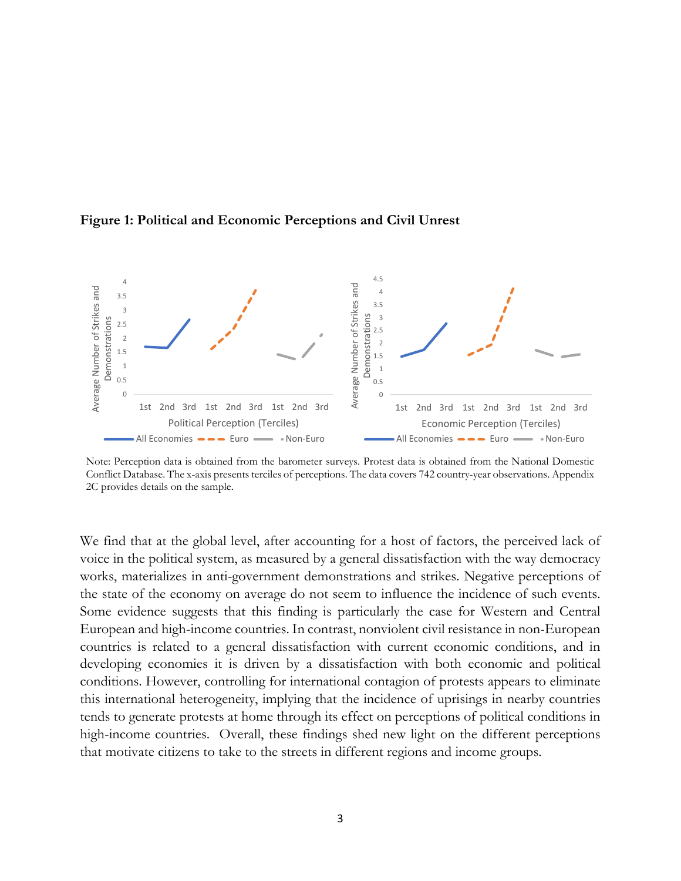**Figure 1: Political and Economic Perceptions and Civil Unrest**

Note: Perception data is obtained from the barometer surveys. Protest data is obtained from the National Domestic Conflict Database. The x-axis presents terciles of perceptions. The data covers 742 country-year observations. Appendix 2C provides details on the sample.

We find that at the global level, after accounting for a host of factors, the perceived lack of voice in the political system, as measured by a general dissatisfaction with the way democracy works, materializes in anti-government demonstrations and strikes. Negative perceptions of the state of the economy on average do not seem to influence the incidence of such events. Some evidence suggests that this finding is particularly the case for Western and Central European and high-income countries. In contrast, nonviolent civil resistance in non-European countries is related to a general dissatisfaction with current economic conditions, and in developing economies it is driven by a dissatisfaction with both economic and political conditions. However, controlling for international contagion of protests appears to eliminate this international heterogeneity, implying that the incidence of uprisings in nearby countries tends to generate protests at home through its effect on perceptions of political conditions in high-income countries. Overall, these findings shed new light on the different perceptions that motivate citizens to take to the streets in different regions and income groups.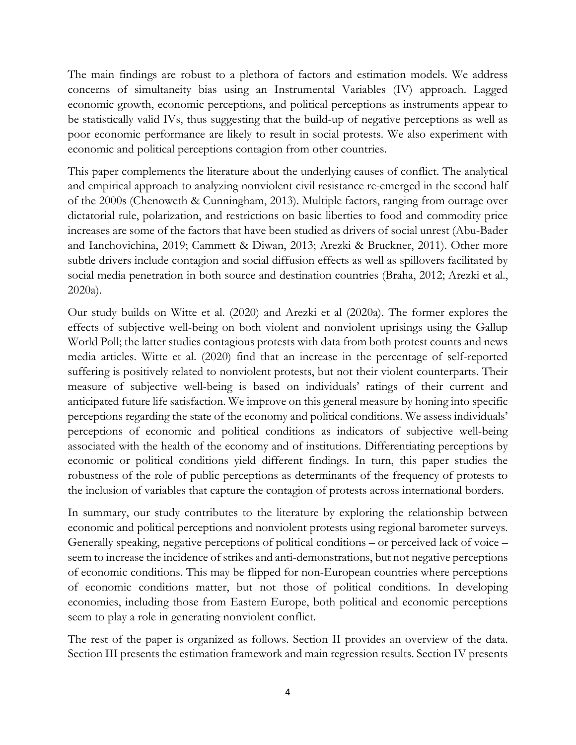The main findings are robust to a plethora of factors and estimation models. We address concerns of simultaneity bias using an Instrumental Variables (IV) approach. Lagged economic growth, economic perceptions, and political perceptions as instruments appear to be statistically valid IVs, thus suggesting that the build-up of negative perceptions as well as poor economic performance are likely to result in social protests. We also experiment with economic and political perceptions contagion from other countries.

This paper complements the literature about the underlying causes of conflict. The analytical and empirical approach to analyzing nonviolent civil resistance re-emerged in the second half of the 2000s (Chenoweth & Cunningham, 2013). Multiple factors, ranging from outrage over dictatorial rule, polarization, and restrictions on basic liberties to food and commodity price increases are some of the factors that have been studied as drivers of social unrest (Abu-Bader and Ianchovichina, 2019; Cammett & Diwan, 2013; Arezki & Bruckner, 2011). Other more subtle drivers include contagion and social diffusion effects as well as spillovers facilitated by social media penetration in both source and destination countries (Braha, 2012; Arezki et al., 2020a).

Our study builds on Witte et al. (2020) and Arezki et al (2020a). The former explores the effects of subjective well-being on both violent and nonviolent uprisings using the Gallup World Poll; the latter studies contagious protests with data from both protest counts and news media articles. Witte et al. (2020) find that an increase in the percentage of self-reported suffering is positively related to nonviolent protests, but not their violent counterparts. Their measure of subjective well-being is based on individuals' ratings of their current and anticipated future life satisfaction. We improve on this general measure by honing into specific perceptions regarding the state of the economy and political conditions. We assess individuals' perceptions of economic and political conditions as indicators of subjective well-being associated with the health of the economy and of institutions. Differentiating perceptions by economic or political conditions yield different findings. In turn, this paper studies the robustness of the role of public perceptions as determinants of the frequency of protests to the inclusion of variables that capture the contagion of protests across international borders.

In summary, our study contributes to the literature by exploring the relationship between economic and political perceptions and nonviolent protests using regional barometer surveys. Generally speaking, negative perceptions of political conditions – or perceived lack of voice – seem to increase the incidence of strikes and anti-demonstrations, but not negative perceptions of economic conditions. This may be flipped for non-European countries where perceptions of economic conditions matter, but not those of political conditions. In developing economies, including those from Eastern Europe, both political and economic perceptions seem to play a role in generating nonviolent conflict.

The rest of the paper is organized as follows. Section II provides an overview of the data. Section III presents the estimation framework and main regression results. Section IV presents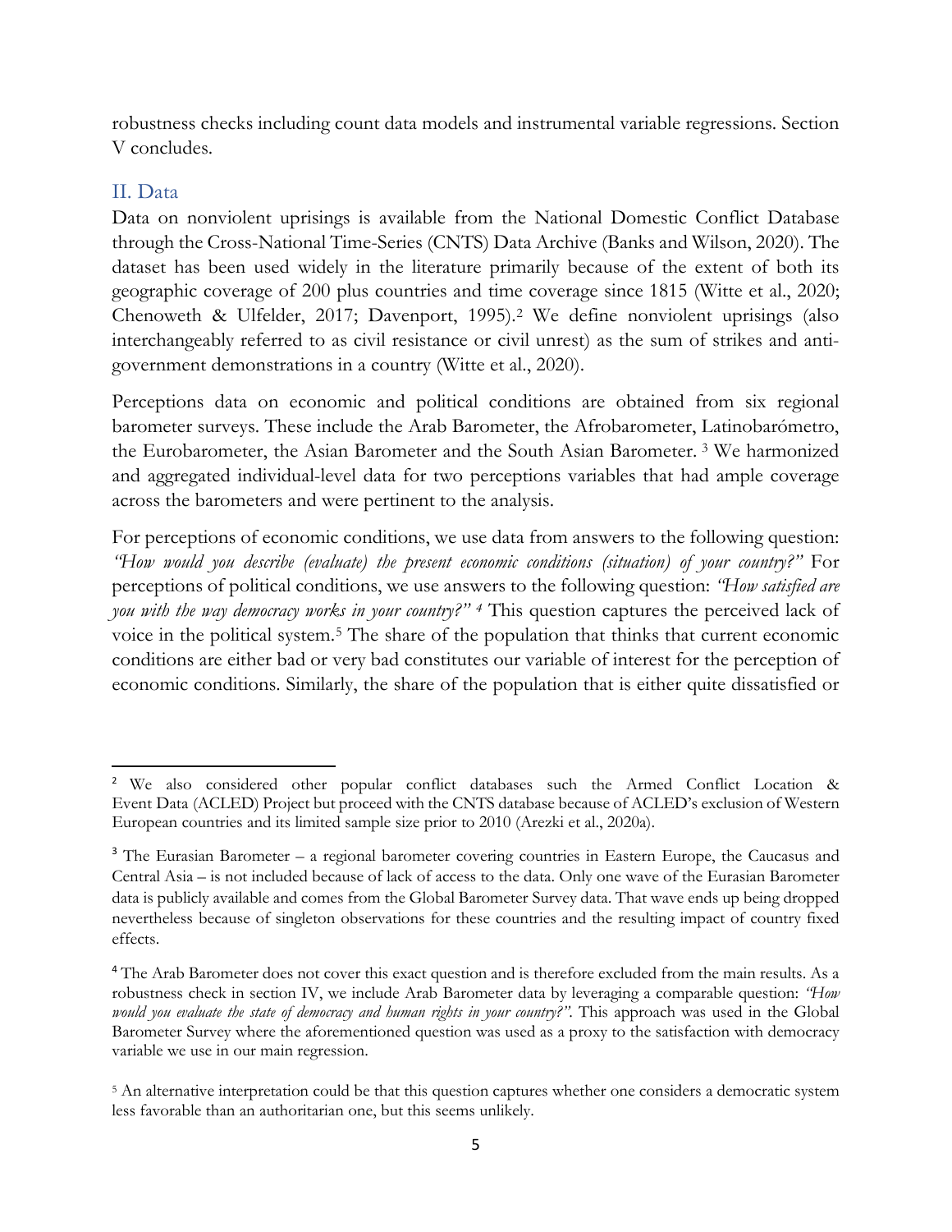robustness checks including count data models and instrumental variable regressions. Section V concludes.

## II. Data

Data on nonviolent uprisings is available from the National Domestic Conflict Database through the Cross-National Time-Series (CNTS) Data Archive (Banks and Wilson, 2020). The dataset has been used widely in the literature primarily because of the extent of both its geographic coverage of 200 plus countries and time coverage since 1815 (Witte et al., 2020; Chenoweth & Ulfelder, 2017; Davenport, 1995).[2] We define nonviolent uprisings (also interchangeably referred to as civil resistance or civil unrest) as the sum of strikes and anti-government demonstrations in a country (Witte et al., 2020).

Perceptions data on economic and political conditions are obtained from six regional barometer surveys. These include the Arab Barometer, the Afrobarometer, Latinobarómetro, the Eurobarometer, the Asian Barometer and the South Asian Barometer. [3] We harmonized and aggregated individual-level data for two perceptions variables that had ample coverage across the barometers and were pertinent to the analysis.

For perceptions of economic conditions, we use data from answers to the following question: *"How would you describe (evaluate) the present economic conditions (situation) of your country?"* For perceptions of political conditions, we use answers to the following question: *"How satisfied are you with the way democracy works in your country?"* [4] This question captures the perceived lack of voice in the political system.[5] The share of the population that thinks that current economic conditions are either bad or very bad constitutes our variable of interest for the perception of economic conditions. Similarly, the share of the population that is either quite dissatisfied or

---

[2] We also considered other popular conflict databases such the Armed Conflict Location & Event Data (ACLED) Project but proceed with the CNTS database because of ACLED's exclusion of Western European countries and its limited sample size prior to 2010 (Arezki et al., 2020a).

[3] The Eurasian Barometer – a regional barometer covering countries in Eastern Europe, the Caucasus and Central Asia – is not included because of lack of access to the data. Only one wave of the Eurasian Barometer data is publicly available and comes from the Global Barometer Survey data. That wave ends up being dropped nevertheless because of singleton observations for these countries and the resulting impact of country fixed effects.

[4] The Arab Barometer does not cover this exact question and is therefore excluded from the main results. As a robustness check in section IV, we include Arab Barometer data by leveraging a comparable question: *"How would you evaluate the state of democracy and human rights in your country?"*. This approach was used in the Global Barometer Survey where the aforementioned question was used as a proxy to the satisfaction with democracy variable we use in our main regression.

[5] An alternative interpretation could be that this question captures whether one considers a democratic system less favorable than an authoritarian one, but this seems unlikely.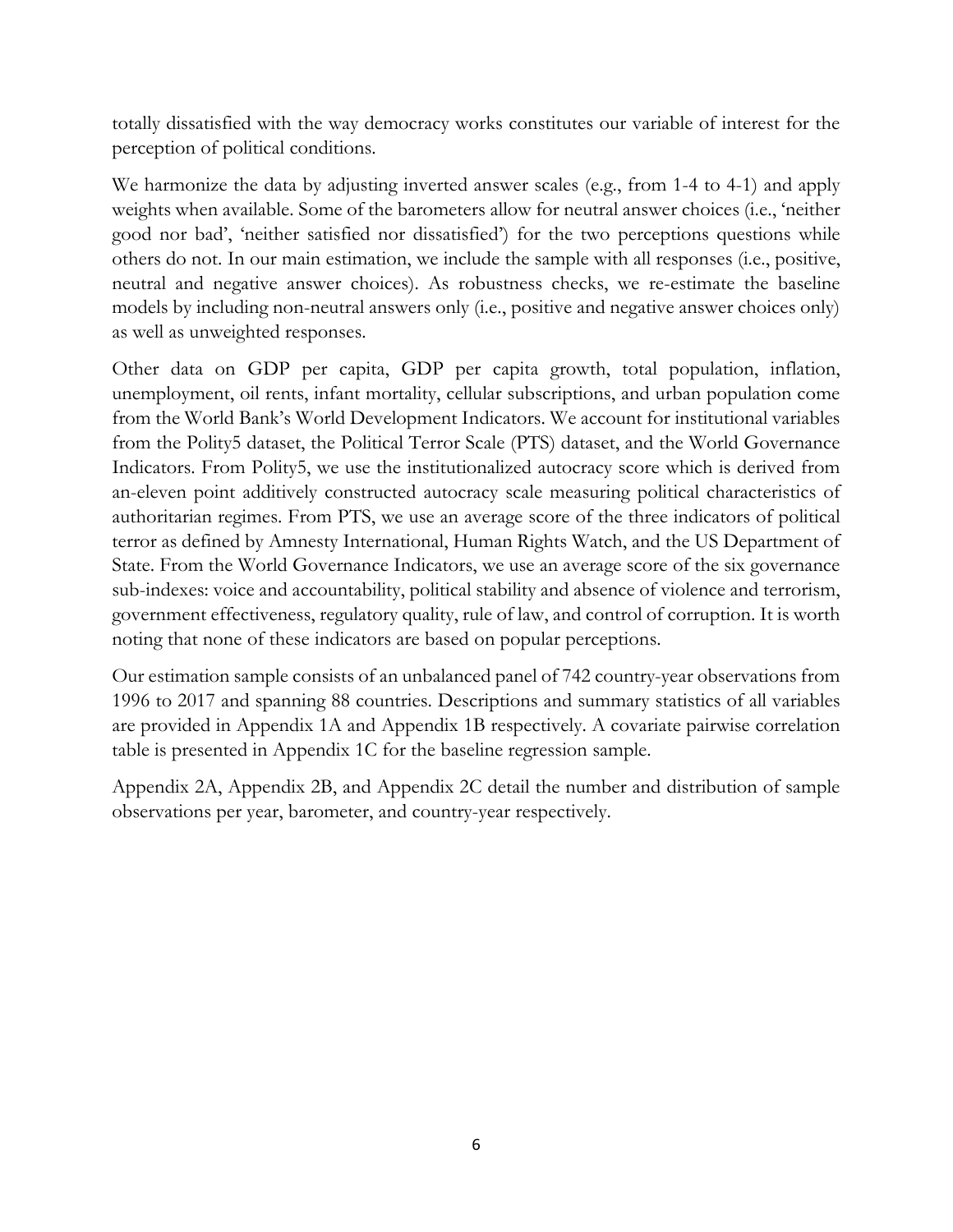totally dissatisfied with the way democracy works constitutes our variable of interest for the perception of political conditions.

We harmonize the data by adjusting inverted answer scales (e.g., from 1-4 to 4-1) and apply weights when available. Some of the barometers allow for neutral answer choices (i.e., 'neither good nor bad', 'neither satisfied nor dissatisfied') for the two perceptions questions while others do not. In our main estimation, we include the sample with all responses (i.e., positive, neutral and negative answer choices). As robustness checks, we re-estimate the baseline models by including non-neutral answers only (i.e., positive and negative answer choices only) as well as unweighted responses.

Other data on GDP per capita, GDP per capita growth, total population, inflation, unemployment, oil rents, infant mortality, cellular subscriptions, and urban population come from the World Bank's World Development Indicators. We account for institutional variables from the Polity5 dataset, the Political Terror Scale (PTS) dataset, and the World Governance Indicators. From Polity5, we use the institutionalized autocracy score which is derived from an-eleven point additively constructed autocracy scale measuring political characteristics of authoritarian regimes. From PTS, we use an average score of the three indicators of political terror as defined by Amnesty International, Human Rights Watch, and the US Department of State. From the World Governance Indicators, we use an average score of the six governance sub-indexes: voice and accountability, political stability and absence of violence and terrorism, government effectiveness, regulatory quality, rule of law, and control of corruption. It is worth noting that none of these indicators are based on popular perceptions.

Our estimation sample consists of an unbalanced panel of 742 country-year observations from 1996 to 2017 and spanning 88 countries. Descriptions and summary statistics of all variables are provided in Appendix 1A and Appendix 1B respectively. A covariate pairwise correlation table is presented in Appendix 1C for the baseline regression sample.

Appendix 2A, Appendix 2B, and Appendix 2C detail the number and distribution of sample observations per year, barometer, and country-year respectively.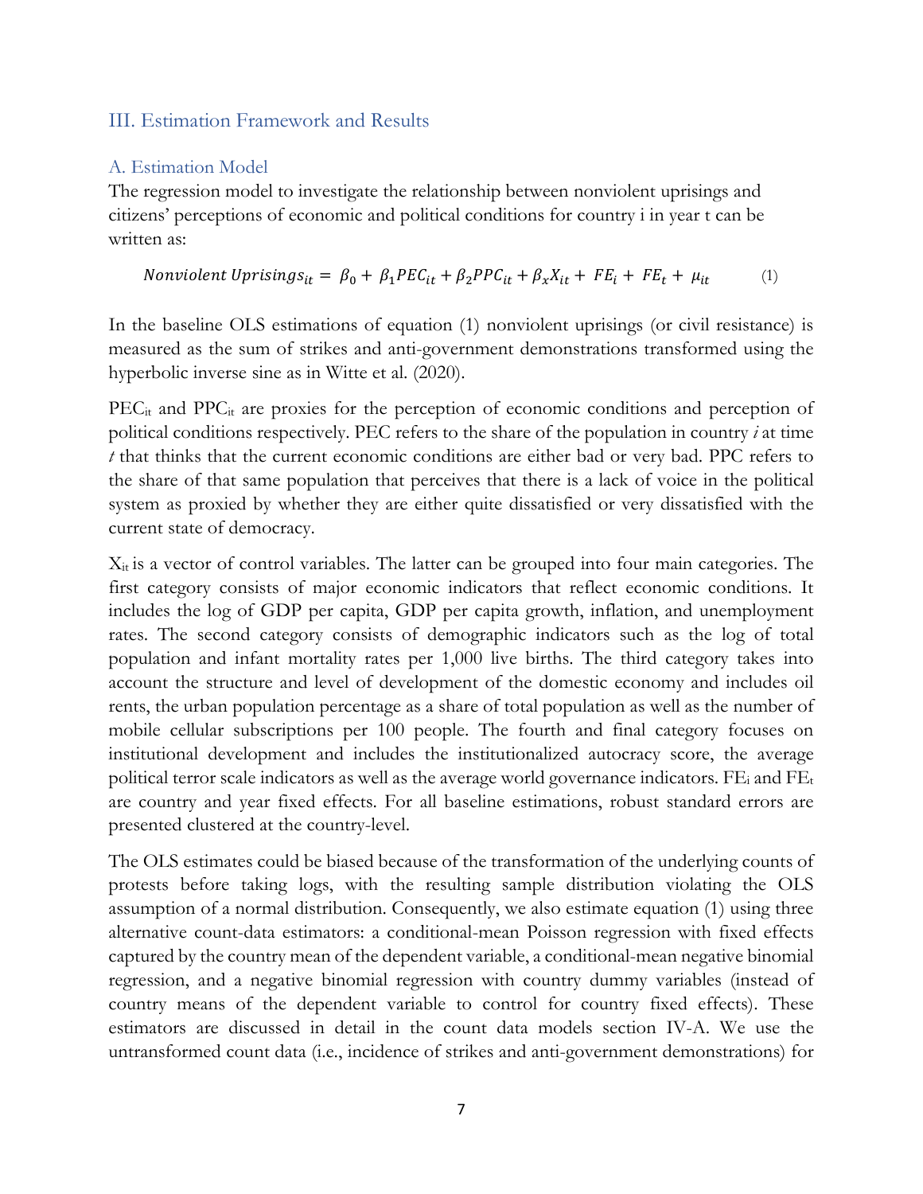## III. Estimation Framework and Results

### A. Estimation Model

The regression model to investigate the relationship between nonviolent uprisings and citizens' perceptions of economic and political conditions for country i in year t can be written as:

$$Nonviolent\ Uprisings_{it} = \beta_0 + \beta_1 PEC_{it} + \beta_2 PPC_{it} + \beta_x X_{it} + FE_i + FE_t + \mu_{it} \qquad (1)$$

In the baseline OLS estimations of equation (1) nonviolent uprisings (or civil resistance) is measured as the sum of strikes and anti-government demonstrations transformed using the hyperbolic inverse sine as in Witte et al. (2020).

$PEC_{it}$ and $PPC_{it}$ are proxies for the perception of economic conditions and perception of political conditions respectively. PEC refers to the share of the population in country *i* at time *t* that thinks that the current economic conditions are either bad or very bad. PPC refers to the share of that same population that perceives that there is a lack of voice in the political system as proxied by whether they are either quite dissatisfied or very dissatisfied with the current state of democracy.

$X_{it}$ is a vector of control variables. The latter can be grouped into four main categories. The first category consists of major economic indicators that reflect economic conditions. It includes the log of GDP per capita, GDP per capita growth, inflation, and unemployment rates. The second category consists of demographic indicators such as the log of total population and infant mortality rates per 1,000 live births. The third category takes into account the structure and level of development of the domestic economy and includes oil rents, the urban population percentage as a share of total population as well as the number of mobile cellular subscriptions per 100 people. The fourth and final category focuses on institutional development and includes the institutionalized autocracy score, the average political terror scale indicators as well as the average world governance indicators. $FE_i$ and $FE_t$ are country and year fixed effects. For all baseline estimations, robust standard errors are presented clustered at the country-level.

The OLS estimates could be biased because of the transformation of the underlying counts of protests before taking logs, with the resulting sample distribution violating the OLS assumption of a normal distribution. Consequently, we also estimate equation (1) using three alternative count-data estimators: a conditional-mean Poisson regression with fixed effects captured by the country mean of the dependent variable, a conditional-mean negative binomial regression, and a negative binomial regression with country dummy variables (instead of country means of the dependent variable to control for country fixed effects). These estimators are discussed in detail in the count data models section IV-A. We use the untransformed count data (i.e., incidence of strikes and anti-government demonstrations) for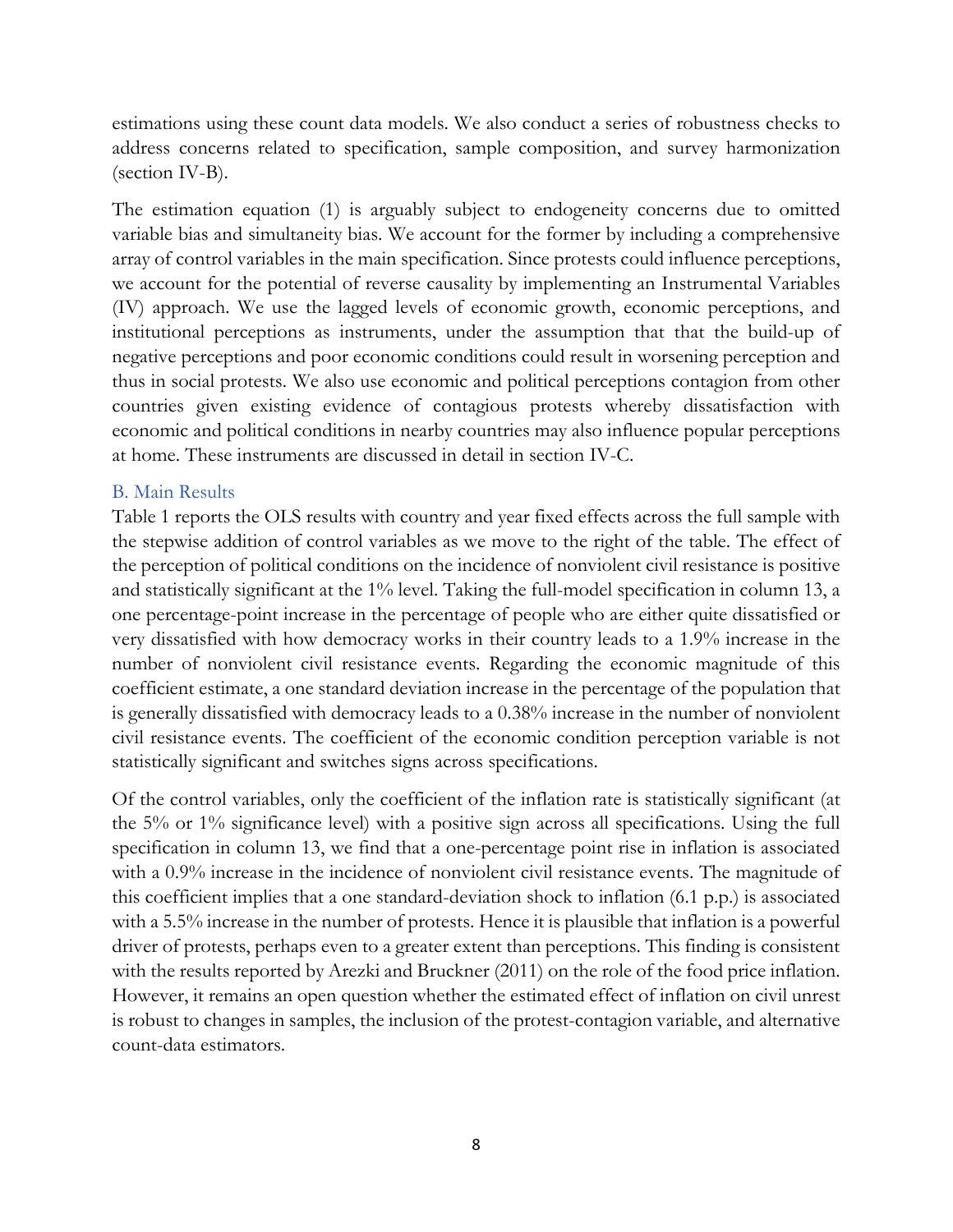estimations using these count data models. We also conduct a series of robustness checks to address concerns related to specification, sample composition, and survey harmonization (section IV-B).

The estimation equation (1) is arguably subject to endogeneity concerns due to omitted variable bias and simultaneity bias. We account for the former by including a comprehensive array of control variables in the main specification. Since protests could influence perceptions, we account for the potential of reverse causality by implementing an Instrumental Variables (IV) approach. We use the lagged levels of economic growth, economic perceptions, and institutional perceptions as instruments, under the assumption that that the build-up of negative perceptions and poor economic conditions could result in worsening perception and thus in social protests. We also use economic and political perceptions contagion from other countries given existing evidence of contagious protests whereby dissatisfaction with economic and political conditions in nearby countries may also influence popular perceptions at home. These instruments are discussed in detail in section IV-C.

### B. Main Results

Table 1 reports the OLS results with country and year fixed effects across the full sample with the stepwise addition of control variables as we move to the right of the table. The effect of the perception of political conditions on the incidence of nonviolent civil resistance is positive and statistically significant at the 1% level. Taking the full-model specification in column 13, a one percentage-point increase in the percentage of people who are either quite dissatisfied or very dissatisfied with how democracy works in their country leads to a 1.9% increase in the number of nonviolent civil resistance events. Regarding the economic magnitude of this coefficient estimate, a one standard deviation increase in the percentage of the population that is generally dissatisfied with democracy leads to a 0.38% increase in the number of nonviolent civil resistance events. The coefficient of the economic condition perception variable is not statistically significant and switches signs across specifications.

Of the control variables, only the coefficient of the inflation rate is statistically significant (at the 5% or 1% significance level) with a positive sign across all specifications. Using the full specification in column 13, we find that a one-percentage point rise in inflation is associated with a 0.9% increase in the incidence of nonviolent civil resistance events. The magnitude of this coefficient implies that a one standard-deviation shock to inflation (6.1 p.p.) is associated with a 5.5% increase in the number of protests. Hence it is plausible that inflation is a powerful driver of protests, perhaps even to a greater extent than perceptions. This finding is consistent with the results reported by Arezki and Bruckner (2011) on the role of the food price inflation. However, it remains an open question whether the estimated effect of inflation on civil unrest is robust to changes in samples, the inclusion of the protest-contagion variable, and alternative count-data estimators.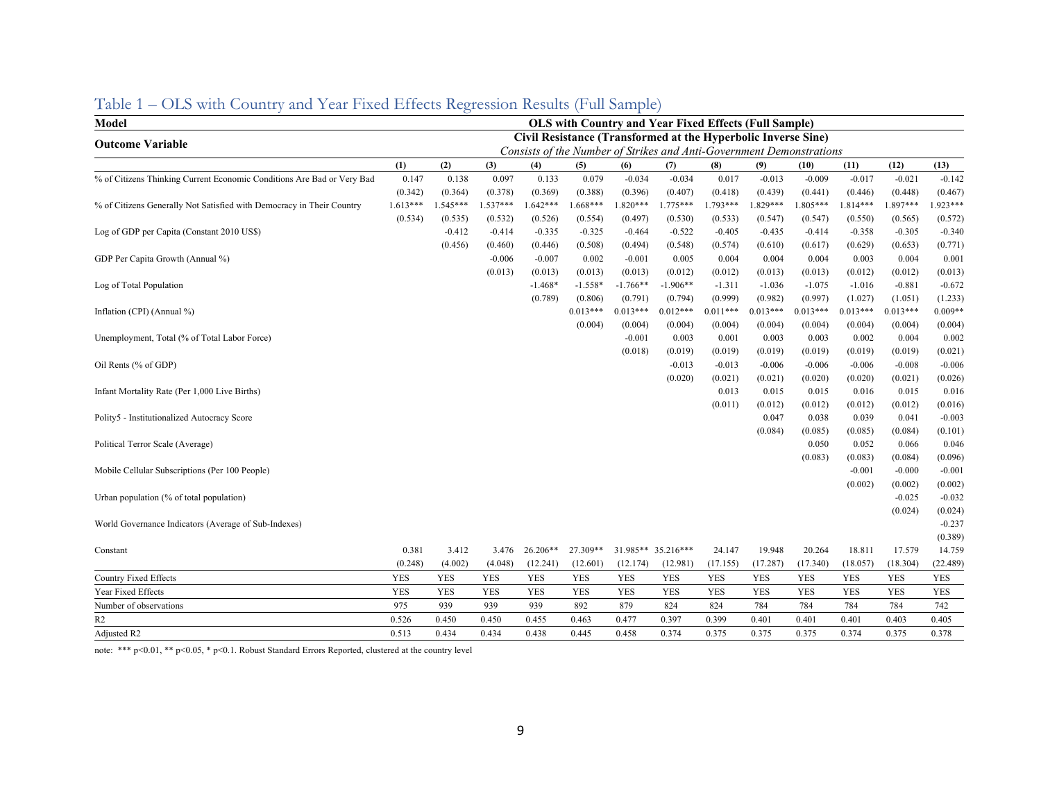## Table 1 – OLS with Country and Year Fixed Effects Regression Results (Full Sample)

| Model | OLS with Country and Year Fixed Effects (Full Sample) | | | | | | | | | | | | |
|---|---|---|---|---|---|---|---|---|---|---|---|---|---|
| Outcome Variable | **Civil Resistance (Transformed at the Hyperbolic Inverse Sine)** *Consists of the Number of Strikes and Anti-Government Demonstrations* | | | | | | | | | | | | |
| | (1) | (2) | (3) | (4) | (5) | (6) | (7) | (8) | (9) | (10) | (11) | (12) | (13) |
| % of Citizens Thinking Current Economic Conditions Are Bad or Very Bad | 0.147 | 0.138 | 0.097 | 0.133 | 0.079 | -0.034 | -0.034 | 0.017 | -0.013 | -0.009 | -0.017 | -0.021 | -0.142 |
| | (0.342) | (0.364) | (0.378) | (0.369) | (0.388) | (0.396) | (0.407) | (0.418) | (0.439) | (0.441) | (0.446) | (0.448) | (0.467) |
| % of Citizens Generally Not Satisfied with Democracy in Their Country | 1.613*** | 1.545*** | 1.537*** | 1.642*** | 1.668*** | 1.820*** | 1.775*** | 1.793*** | 1.829*** | 1.805*** | 1.814*** | 1.897*** | 1.923*** |
| | (0.534) | (0.535) | (0.532) | (0.526) | (0.554) | (0.497) | (0.530) | (0.533) | (0.547) | (0.547) | (0.550) | (0.565) | (0.572) |
| Log of GDP per Capita (Constant 2010 US$) | | -0.412 | -0.414 | -0.335 | -0.325 | -0.464 | -0.522 | -0.405 | -0.435 | -0.414 | -0.358 | -0.305 | -0.340 |
| | | (0.456) | (0.460) | (0.446) | (0.508) | (0.494) | (0.548) | (0.574) | (0.610) | (0.617) | (0.629) | (0.653) | (0.771) |
| GDP Per Capita Growth (Annual %) | | | -0.006 | -0.007 | 0.002 | -0.001 | 0.005 | 0.004 | 0.004 | 0.004 | 0.003 | 0.004 | 0.001 |
| | | | (0.013) | (0.013) | (0.013) | (0.013) | (0.012) | (0.012) | (0.013) | (0.013) | (0.012) | (0.012) | (0.013) |
| Log of Total Population | | | | -1.468* | -1.558* | -1.766** | -1.906** | -1.311 | -1.036 | -1.075 | -1.016 | -0.881 | -0.672 |
| | | | | (0.789) | (0.806) | (0.791) | (0.794) | (0.999) | (0.982) | (0.997) | (1.027) | (1.051) | (1.233) |
| Inflation (CPI) (Annual %) | | | | | 0.013*** | 0.013*** | 0.012*** | 0.011*** | 0.013*** | 0.013*** | 0.013*** | 0.013*** | 0.009** |
| | | | | | (0.004) | (0.004) | (0.004) | (0.004) | (0.004) | (0.004) | (0.004) | (0.004) | (0.004) |
| Unemployment, Total (% of Total Labor Force) | | | | | | -0.001 | 0.003 | 0.001 | 0.003 | 0.003 | 0.002 | 0.004 | 0.002 |
| | | | | | | (0.018) | (0.019) | (0.019) | (0.019) | (0.019) | (0.019) | (0.019) | (0.021) |
| Oil Rents (% of GDP) | | | | | | | -0.013 | -0.013 | -0.006 | -0.006 | -0.006 | -0.008 | -0.006 |
| | | | | | | | (0.020) | (0.021) | (0.021) | (0.020) | (0.020) | (0.021) | (0.026) |
| Infant Mortality Rate (Per 1,000 Live Births) | | | | | | | | 0.013 | 0.015 | 0.015 | 0.016 | 0.015 | 0.016 |
| | | | | | | | | (0.011) | (0.012) | (0.012) | (0.012) | (0.012) | (0.016) |
| Polity5 - Institutionalized Autocracy Score | | | | | | | | | 0.047 | 0.038 | 0.039 | 0.041 | -0.003 |
| | | | | | | | | | (0.084) | (0.085) | (0.085) | (0.084) | (0.101) |
| Political Terror Scale (Average) | | | | | | | | | | 0.050 | 0.052 | 0.066 | 0.046 |
| | | | | | | | | | | (0.083) | (0.083) | (0.084) | (0.096) |
| Mobile Cellular Subscriptions (Per 100 People) | | | | | | | | | | | -0.001 | -0.000 | -0.001 |
| | | | | | | | | | | | (0.002) | (0.002) | (0.002) |
| Urban population (% of total population) | | | | | | | | | | | | -0.025 | -0.032 |
| | | | | | | | | | | | | (0.024) | (0.024) |
| World Governance Indicators (Average of Sub-Indexes) | | | | | | | | | | | | | -0.237 |
| | | | | | | | | | | | | | (0.389) |
| Constant | 0.381 | 3.412 | 3.476 | 26.206** | 27.309** | 31.985** | 35.216*** | 24.147 | 19.948 | 20.264 | 18.811 | 17.579 | 14.759 |
| | (0.248) | (4.002) | (4.048) | (12.241) | (12.601) | (12.174) | (12.981) | (17.155) | (17.287) | (17.340) | (18.057) | (18.304) | (22.489) |
| Country Fixed Effects | YES | YES | YES | YES | YES | YES | YES | YES | YES | YES | YES | YES | YES |
| Year Fixed Effects | YES | YES | YES | YES | YES | YES | YES | YES | YES | YES | YES | YES | YES |
| Number of observations | 975 | 939 | 939 | 939 | 892 | 879 | 824 | 824 | 784 | 784 | 784 | 784 | 742 |
| $R^2$ | 0.526 | 0.450 | 0.450 | 0.455 | 0.463 | 0.477 | 0.397 | 0.399 | 0.401 | 0.401 | 0.401 | 0.403 | 0.405 |
| Adjusted $R^2$ | 0.513 | 0.434 | 0.434 | 0.438 | 0.445 | 0.458 | 0.374 | 0.375 | 0.375 | 0.375 | 0.374 | 0.375 | 0.378 |

note: *** $p<0.01$, ** $p<0.05$, * $p<0.1$. Robust Standard Errors Reported, clustered at the country level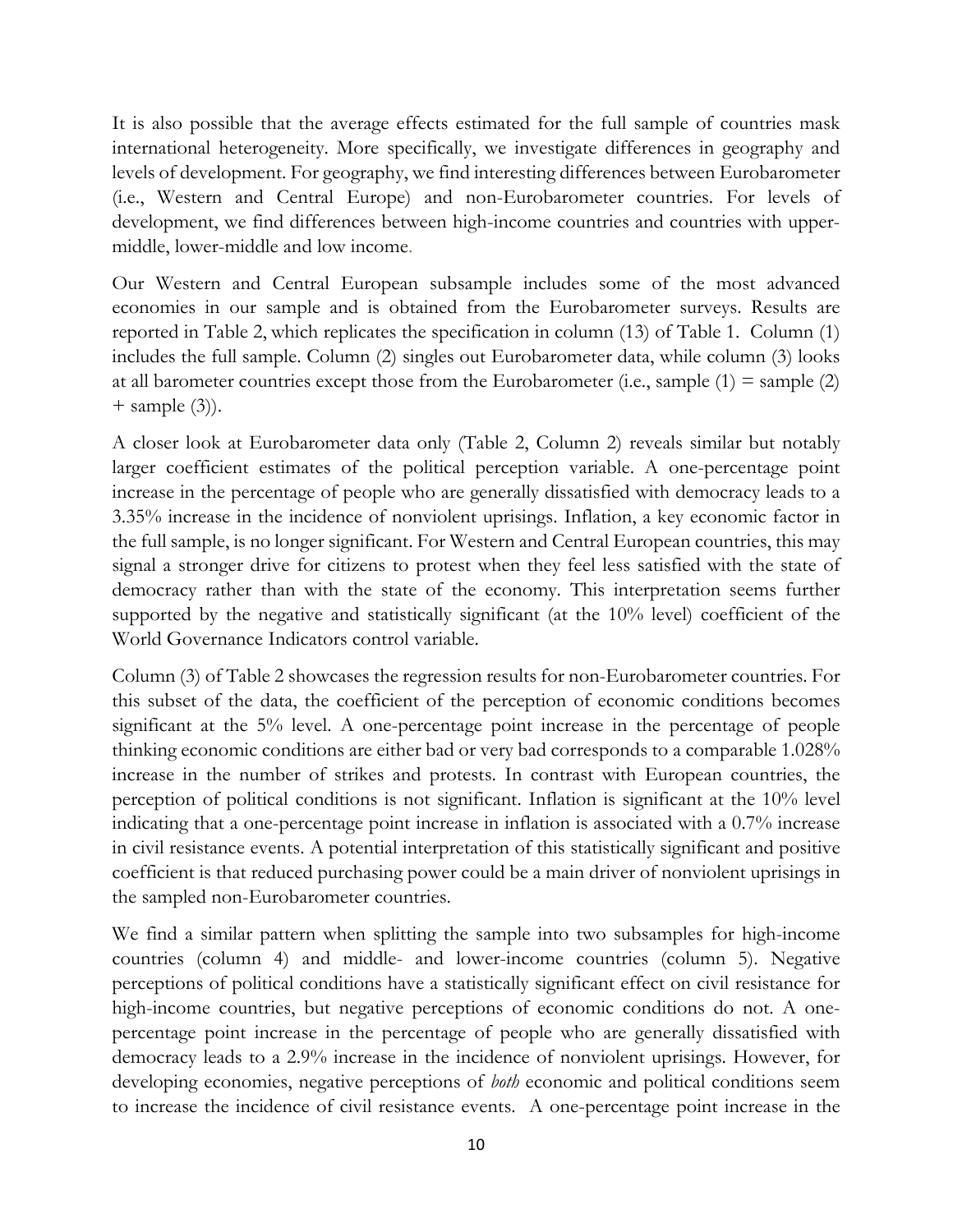It is also possible that the average effects estimated for the full sample of countries mask international heterogeneity. More specifically, we investigate differences in geography and levels of development. For geography, we find interesting differences between Eurobarometer (i.e., Western and Central Europe) and non-Eurobarometer countries. For levels of development, we find differences between high-income countries and countries with upper-middle, lower-middle and low income.

Our Western and Central European subsample includes some of the most advanced economies in our sample and is obtained from the Eurobarometer surveys. Results are reported in Table 2, which replicates the specification in column (13) of Table 1. Column (1) includes the full sample. Column (2) singles out Eurobarometer data, while column (3) looks at all barometer countries except those from the Eurobarometer (i.e., sample (1) = sample (2) + sample (3)).

A closer look at Eurobarometer data only (Table 2, Column 2) reveals similar but notably larger coefficient estimates of the political perception variable. A one-percentage point increase in the percentage of people who are generally dissatisfied with democracy leads to a 3.35% increase in the incidence of nonviolent uprisings. Inflation, a key economic factor in the full sample, is no longer significant. For Western and Central European countries, this may signal a stronger drive for citizens to protest when they feel less satisfied with the state of democracy rather than with the state of the economy. This interpretation seems further supported by the negative and statistically significant (at the 10% level) coefficient of the World Governance Indicators control variable.

Column (3) of Table 2 showcases the regression results for non-Eurobarometer countries. For this subset of the data, the coefficient of the perception of economic conditions becomes significant at the 5% level. A one-percentage point increase in the percentage of people thinking economic conditions are either bad or very bad corresponds to a comparable 1.028% increase in the number of strikes and protests. In contrast with European countries, the perception of political conditions is not significant. Inflation is significant at the 10% level indicating that a one-percentage point increase in inflation is associated with a 0.7% increase in civil resistance events. A potential interpretation of this statistically significant and positive coefficient is that reduced purchasing power could be a main driver of nonviolent uprisings in the sampled non-Eurobarometer countries.

We find a similar pattern when splitting the sample into two subsamples for high-income countries (column 4) and middle- and lower-income countries (column 5). Negative perceptions of political conditions have a statistically significant effect on civil resistance for high-income countries, but negative perceptions of economic conditions do not. A one-percentage point increase in the percentage of people who are generally dissatisfied with democracy leads to a 2.9% increase in the incidence of nonviolent uprisings. However, for developing economies, negative perceptions of *both* economic and political conditions seem to increase the incidence of civil resistance events. A one-percentage point increase in the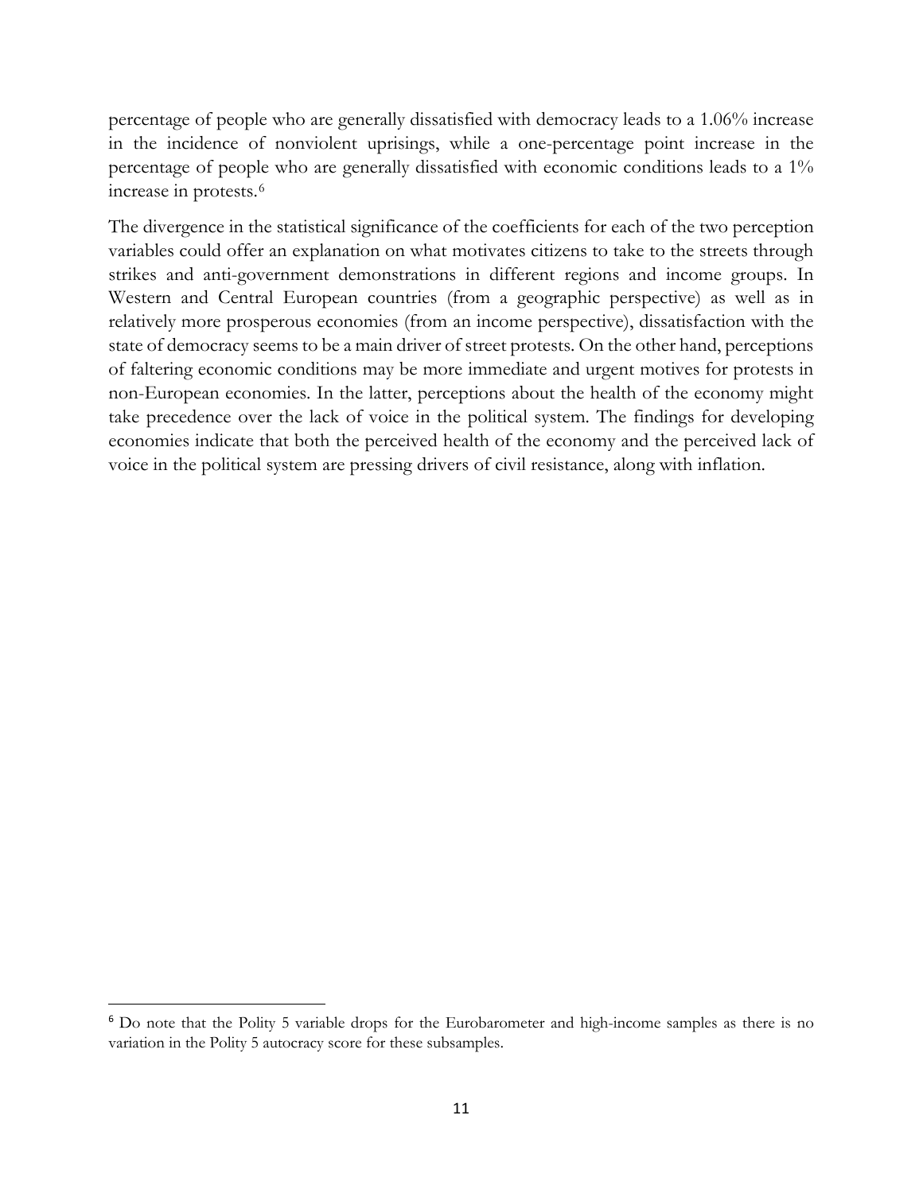percentage of people who are generally dissatisfied with democracy leads to a 1.06% increase in the incidence of nonviolent uprisings, while a one-percentage point increase in the percentage of people who are generally dissatisfied with economic conditions leads to a 1% increase in protests.[6]

The divergence in the statistical significance of the coefficients for each of the two perception variables could offer an explanation on what motivates citizens to take to the streets through strikes and anti-government demonstrations in different regions and income groups. In Western and Central European countries (from a geographic perspective) as well as in relatively more prosperous economies (from an income perspective), dissatisfaction with the state of democracy seems to be a main driver of street protests. On the other hand, perceptions of faltering economic conditions may be more immediate and urgent motives for protests in non-European economies. In the latter, perceptions about the health of the economy might take precedence over the lack of voice in the political system. The findings for developing economies indicate that both the perceived health of the economy and the perceived lack of voice in the political system are pressing drivers of civil resistance, along with inflation.

[6] Do note that the Polity 5 variable drops for the Eurobarometer and high-income samples as there is no variation in the Polity 5 autocracy score for these subsamples.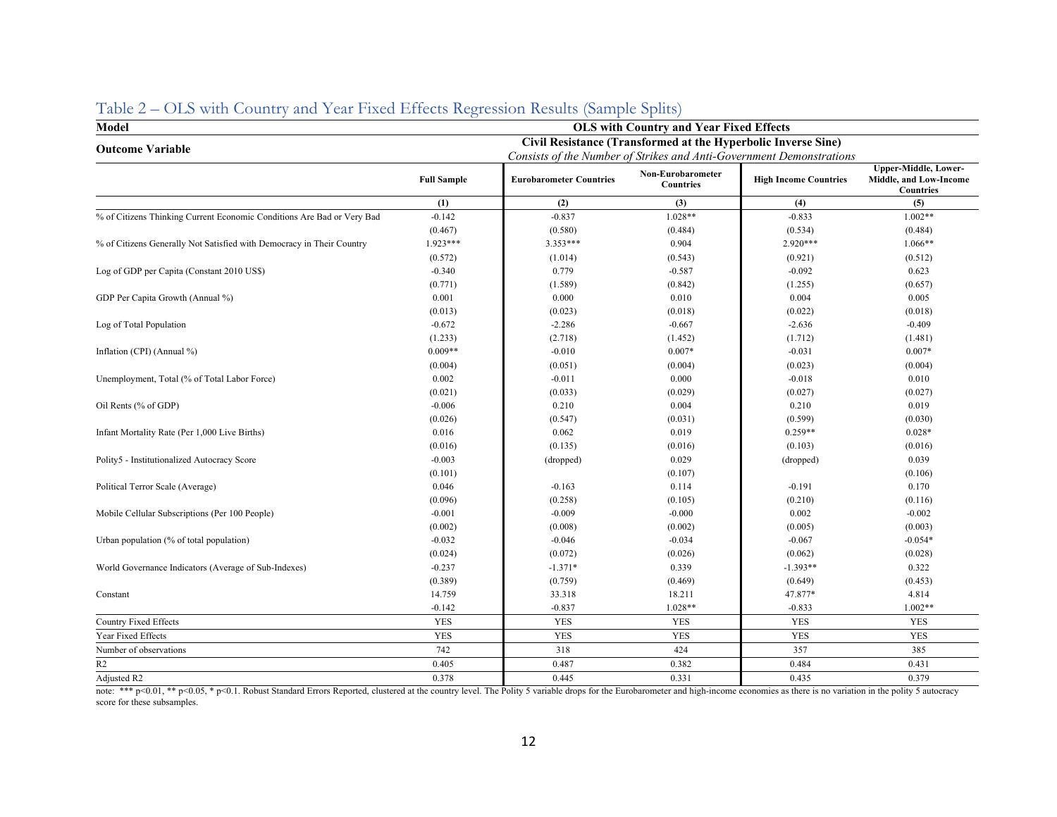## Table 2 – OLS with Country and Year Fixed Effects Regression Results (Sample Splits)

| **Model** | **OLS with Country and Year Fixed Effects** | | | | |
|---|---|---|---|---|---|
| **Outcome Variable** | **Civil Resistance (Transformed at the Hyperbolic Inverse Sine)** *Consists of the Number of Strikes and Anti-Government Demonstrations* | | | | |
| | **Full Sample** | **Eurobarometer Countries** | **Non-Eurobarometer Countries** | **High Income Countries** | **Upper-Middle, Lower-Middle, and Low-Income Countries** |
| | **(1)** | **(2)** | **(3)** | **(4)** | **(5)** |
| % of Citizens Thinking Current Economic Conditions Are Bad or Very Bad | -0.142 | -0.837 | 1.028** | -0.833 | 1.002** |
| | (0.467) | (0.580) | (0.484) | (0.534) | (0.484) |
| % of Citizens Generally Not Satisfied with Democracy in Their Country | 1.923*** | 3.353*** | 0.904 | 2.920*** | 1.066** |
| | (0.572) | (1.014) | (0.543) | (0.921) | (0.512) |
| Log of GDP per Capita (Constant 2010 US$) | -0.340 | 0.779 | -0.587 | -0.092 | 0.623 |
| | (0.771) | (1.589) | (0.842) | (1.255) | (0.657) |
| GDP Per Capita Growth (Annual %) | 0.001 | 0.000 | 0.010 | 0.004 | 0.005 |
| | (0.013) | (0.023) | (0.018) | (0.022) | (0.018) |
| Log of Total Population | -0.672 | -2.286 | -0.667 | -2.636 | -0.409 |
| | (1.233) | (2.718) | (1.452) | (1.712) | (1.481) |
| Inflation (CPI) (Annual %) | 0.009** | -0.010 | 0.007* | -0.031 | 0.007* |
| | (0.004) | (0.051) | (0.004) | (0.023) | (0.004) |
| Unemployment, Total (% of Total Labor Force) | 0.002 | -0.011 | 0.000 | -0.018 | 0.010 |
| | (0.021) | (0.033) | (0.029) | (0.027) | (0.027) |
| Oil Rents (% of GDP) | -0.006 | 0.210 | 0.004 | 0.210 | 0.019 |
| | (0.026) | (0.547) | (0.031) | (0.599) | (0.030) |
| Infant Mortality Rate (Per 1,000 Live Births) | 0.016 | 0.062 | 0.019 | 0.259** | 0.028* |
| | (0.016) | (0.135) | (0.016) | (0.103) | (0.016) |
| Polity5 - Institutionalized Autocracy Score | -0.003 | (dropped) | 0.029 | (dropped) | 0.039 |
| | (0.101) | | (0.107) | | (0.106) |
| Political Terror Scale (Average) | 0.046 | -0.163 | 0.114 | -0.191 | 0.170 |
| | (0.096) | (0.258) | (0.105) | (0.210) | (0.116) |
| Mobile Cellular Subscriptions (Per 100 People) | -0.001 | -0.009 | -0.000 | 0.002 | -0.002 |
| | (0.002) | (0.008) | (0.002) | (0.005) | (0.003) |
| Urban population (% of total population) | -0.032 | -0.046 | -0.034 | -0.067 | -0.054* |
| | (0.024) | (0.072) | (0.026) | (0.062) | (0.028) |
| World Governance Indicators (Average of Sub-Indexes) | -0.237 | -1.371* | 0.339 | -1.393** | 0.322 |
| | (0.389) | (0.759) | (0.469) | (0.649) | (0.453) |
| Constant | 14.759 | 33.318 | 18.211 | 47.877* | 4.814 |
| | -0.142 | -0.837 | 1.028** | -0.833 | 1.002** |
| Country Fixed Effects | YES | YES | YES | YES | YES |
| Year Fixed Effects | YES | YES | YES | YES | YES |
| Number of observations | 742 | 318 | 424 | 357 | 385 |
| R2 | 0.405 | 0.487 | 0.382 | 0.484 | 0.431 |
| Adjusted R2 | 0.378 | 0.445 | 0.331 | 0.435 | 0.379 |

note: *** p<0.01, ** p<0.05, * p<0.1. Robust Standard Errors Reported, clustered at the country level. The Polity 5 variable drops for the Eurobarometer and high-income economies as there is no variation in the polity 5 autocracy score for these subsamples.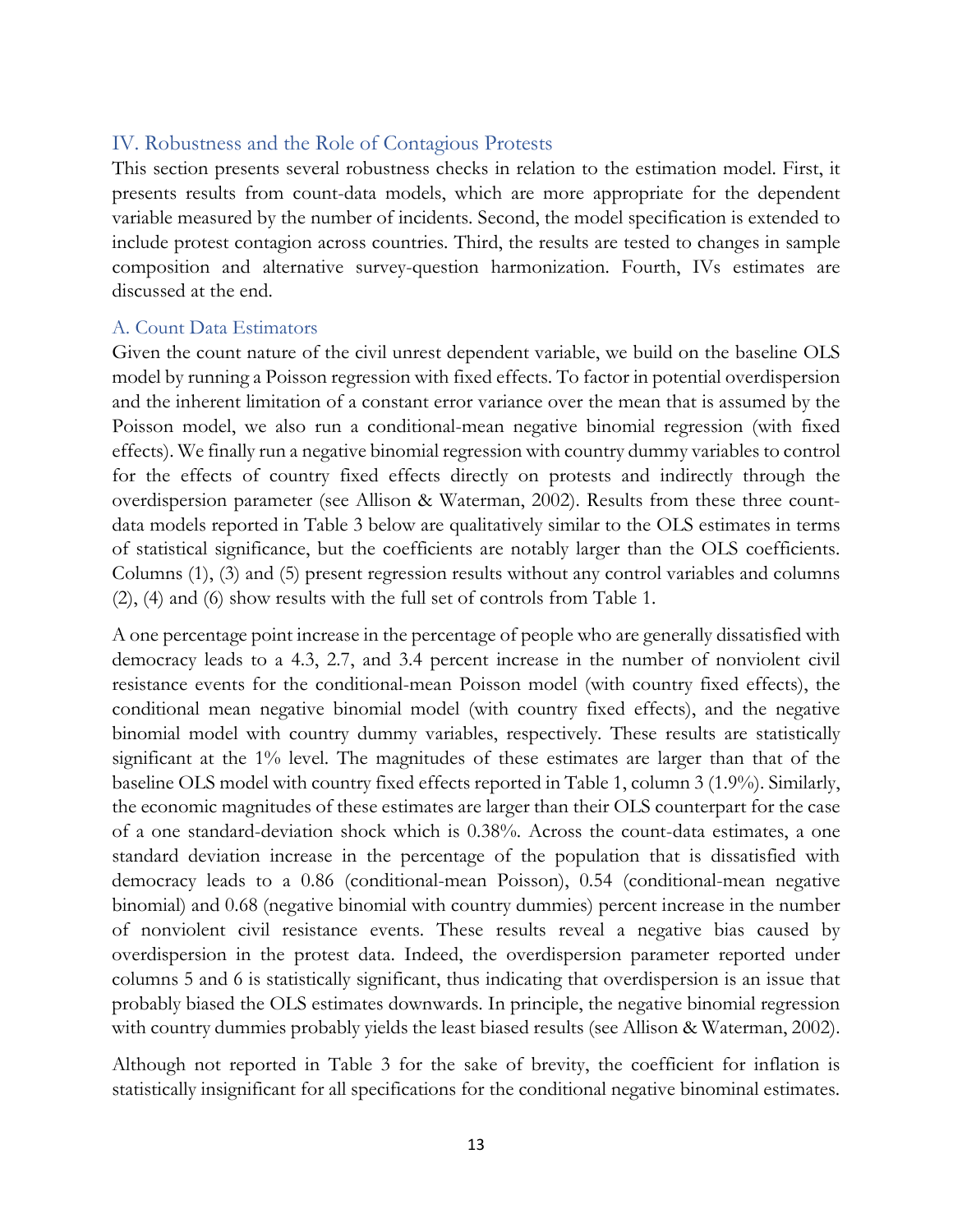## IV. Robustness and the Role of Contagious Protests

This section presents several robustness checks in relation to the estimation model. First, it presents results from count-data models, which are more appropriate for the dependent variable measured by the number of incidents. Second, the model specification is extended to include protest contagion across countries. Third, the results are tested to changes in sample composition and alternative survey-question harmonization. Fourth, IVs estimates are discussed at the end.

### A. Count Data Estimators

Given the count nature of the civil unrest dependent variable, we build on the baseline OLS model by running a Poisson regression with fixed effects. To factor in potential overdispersion and the inherent limitation of a constant error variance over the mean that is assumed by the Poisson model, we also run a conditional-mean negative binomial regression (with fixed effects). We finally run a negative binomial regression with country dummy variables to control for the effects of country fixed effects directly on protests and indirectly through the overdispersion parameter (see Allison & Waterman, 2002). Results from these three count-data models reported in Table 3 below are qualitatively similar to the OLS estimates in terms of statistical significance, but the coefficients are notably larger than the OLS coefficients. Columns (1), (3) and (5) present regression results without any control variables and columns (2), (4) and (6) show results with the full set of controls from Table 1.

A one percentage point increase in the percentage of people who are generally dissatisfied with democracy leads to a 4.3, 2.7, and 3.4 percent increase in the number of nonviolent civil resistance events for the conditional-mean Poisson model (with country fixed effects), the conditional mean negative binomial model (with country fixed effects), and the negative binomial model with country dummy variables, respectively. These results are statistically significant at the 1% level. The magnitudes of these estimates are larger than that of the baseline OLS model with country fixed effects reported in Table 1, column 3 (1.9%). Similarly, the economic magnitudes of these estimates are larger than their OLS counterpart for the case of a one standard-deviation shock which is 0.38%. Across the count-data estimates, a one standard deviation increase in the percentage of the population that is dissatisfied with democracy leads to a 0.86 (conditional-mean Poisson), 0.54 (conditional-mean negative binomial) and 0.68 (negative binomial with country dummies) percent increase in the number of nonviolent civil resistance events. These results reveal a negative bias caused by overdispersion in the protest data. Indeed, the overdispersion parameter reported under columns 5 and 6 is statistically significant, thus indicating that overdispersion is an issue that probably biased the OLS estimates downwards. In principle, the negative binomial regression with country dummies probably yields the least biased results (see Allison & Waterman, 2002).

Although not reported in Table 3 for the sake of brevity, the coefficient for inflation is statistically insignificant for all specifications for the conditional negative binominal estimates.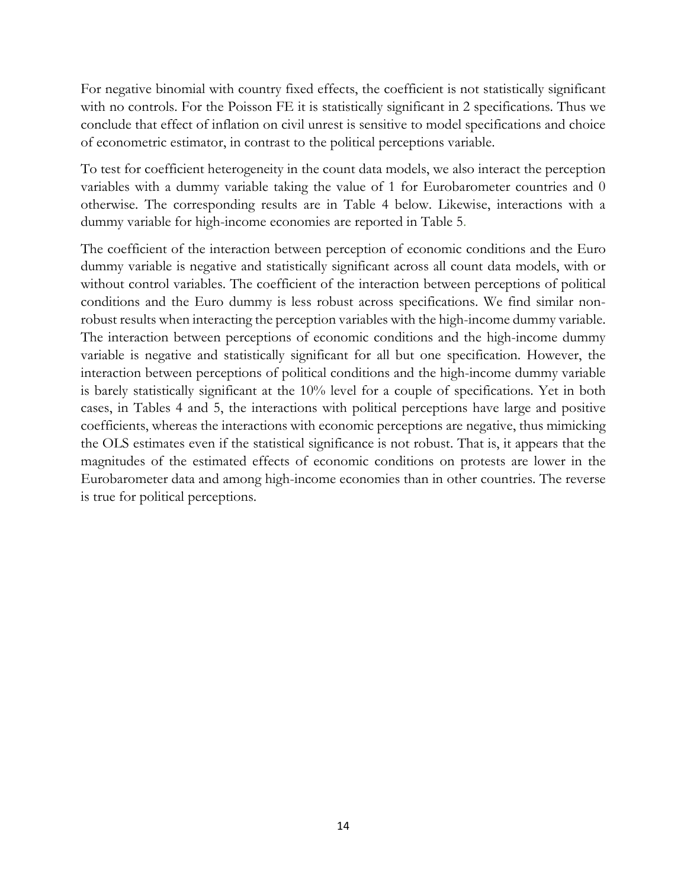For negative binomial with country fixed effects, the coefficient is not statistically significant with no controls. For the Poisson FE it is statistically significant in 2 specifications. Thus we conclude that effect of inflation on civil unrest is sensitive to model specifications and choice of econometric estimator, in contrast to the political perceptions variable.

To test for coefficient heterogeneity in the count data models, we also interact the perception variables with a dummy variable taking the value of 1 for Eurobarometer countries and 0 otherwise. The corresponding results are in Table 4 below. Likewise, interactions with a dummy variable for high-income economies are reported in Table 5.

The coefficient of the interaction between perception of economic conditions and the Euro dummy variable is negative and statistically significant across all count data models, with or without control variables. The coefficient of the interaction between perceptions of political conditions and the Euro dummy is less robust across specifications. We find similar non-robust results when interacting the perception variables with the high-income dummy variable. The interaction between perceptions of economic conditions and the high-income dummy variable is negative and statistically significant for all but one specification. However, the interaction between perceptions of political conditions and the high-income dummy variable is barely statistically significant at the 10% level for a couple of specifications. Yet in both cases, in Tables 4 and 5, the interactions with political perceptions have large and positive coefficients, whereas the interactions with economic perceptions are negative, thus mimicking the OLS estimates even if the statistical significance is not robust. That is, it appears that the magnitudes of the estimated effects of economic conditions on protests are lower in the Eurobarometer data and among high-income economies than in other countries. The reverse is true for political perceptions.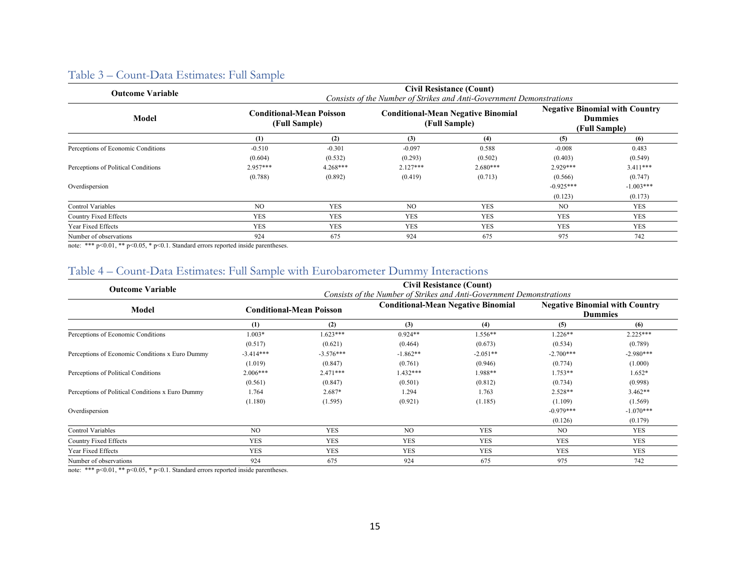## Table 3 – Count-Data Estimates: Full Sample

| Outcome Variable | Civil Resistance (Count) *Consists of the Number of Strikes and Anti-Government Demonstrations* | | | | | |
|---|---|---|---|---|---|---|
| **Model** | **Conditional-Mean Poisson (Full Sample)** | | **Conditional-Mean Negative Binomial (Full Sample)** | | **Negative Binomial with Country Dummies (Full Sample)** | |
| | **(1)** | **(2)** | **(3)** | **(4)** | **(5)** | **(6)** |
| Perceptions of Economic Conditions | -0.510 | -0.301 | -0.097 | 0.588 | -0.008 | 0.483 |
| | (0.604) | (0.532) | (0.293) | (0.502) | (0.403) | (0.549) |
| Perceptions of Political Conditions | 2.957*** | 4.268*** | 2.127*** | 2.680*** | 2.929*** | 3.411*** |
| | (0.788) | (0.892) | (0.419) | (0.713) | (0.566) | (0.747) |
| Overdispersion | | | | | -0.925*** | -1.003*** |
| | | | | | (0.123) | (0.173) |
| Control Variables | NO | YES | NO | YES | NO | YES |
| Country Fixed Effects | YES | YES | YES | YES | YES | YES |
| Year Fixed Effects | YES | YES | YES | YES | YES | YES |
| Number of observations | 924 | 675 | 924 | 675 | 975 | 742 |

note: *** p<0.01, ** p<0.05, * p<0.1. Standard errors reported inside parentheses.

## Table 4 – Count-Data Estimates: Full Sample with Eurobarometer Dummy Interactions

| Outcome Variable | Civil Resistance (Count) *Consists of the Number of Strikes and Anti-Government Demonstrations* | | | | | |
|---|---|---|---|---|---|---|
| **Model** | **Conditional-Mean Poisson** | | **Conditional-Mean Negative Binomial** | | **Negative Binomial with Country Dummies** | |
| | **(1)** | **(2)** | **(3)** | **(4)** | **(5)** | **(6)** |
| Perceptions of Economic Conditions | 1.003* | 1.623*** | 0.924** | 1.556** | 1.226** | 2.225*** |
| | (0.517) | (0.621) | (0.464) | (0.673) | (0.534) | (0.789) |
| Perceptions of Economic Conditions x Euro Dummy | -3.414*** | -3.576*** | -1.862** | -2.051** | -2.700*** | -2.980*** |
| | (1.019) | (0.847) | (0.761) | (0.946) | (0.774) | (1.000) |
| Perceptions of Political Conditions | 2.006*** | 2.471*** | 1.432*** | 1.988** | 1.753** | 1.652* |
| | (0.561) | (0.847) | (0.501) | (0.812) | (0.734) | (0.998) |
| Perceptions of Political Conditions x Euro Dummy | 1.764 | 2.687* | 1.294 | 1.763 | 2.528** | 3.462** |
| | (1.180) | (1.595) | (0.921) | (1.185) | (1.109) | (1.569) |
| Overdispersion | | | | | -0.979*** | -1.070*** |
| | | | | | (0.126) | (0.179) |
| Control Variables | NO | YES | NO | YES | NO | YES |
| Country Fixed Effects | YES | YES | YES | YES | YES | YES |
| Year Fixed Effects | YES | YES | YES | YES | YES | YES |
| Number of observations | 924 | 675 | 924 | 675 | 975 | 742 |

note: *** p<0.01, ** p<0.05, * p<0.1. Standard errors reported inside parentheses.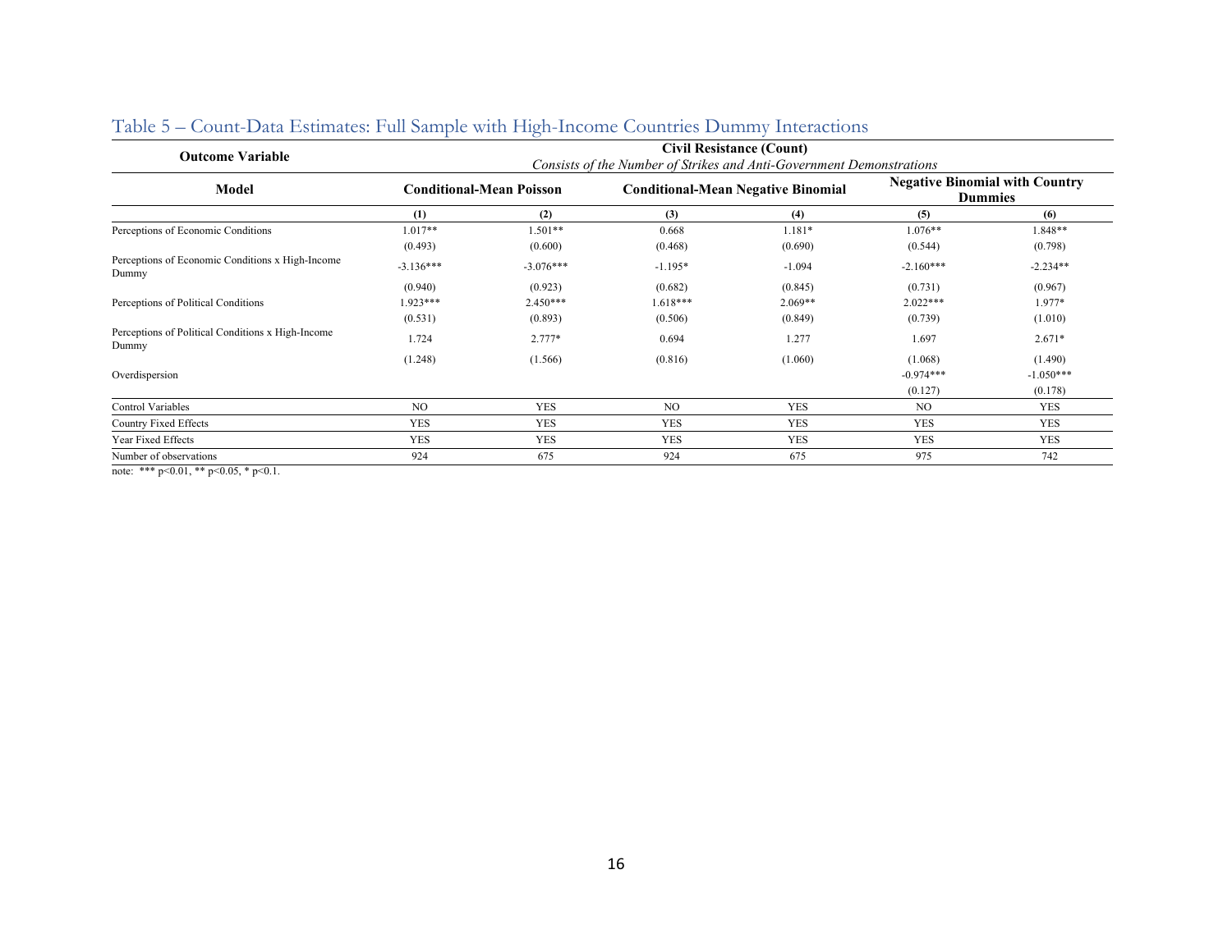## Table 5 – Count-Data Estimates: Full Sample with High-Income Countries Dummy Interactions

| Outcome Variable | Civil Resistance (Count) *Consists of the Number of Strikes and Anti-Government Demonstrations* | | | | | |
|---|---|---|---|---|---|---|
| **Model** | **Conditional-Mean Poisson** | | **Conditional-Mean Negative Binomial** | | **Negative Binomial with Country Dummies** | |
| | **(1)** | **(2)** | **(3)** | **(4)** | **(5)** | **(6)** |
| Perceptions of Economic Conditions | 1.017** | 1.501** | 0.668 | 1.181* | 1.076** | 1.848** |
| | (0.493) | (0.600) | (0.468) | (0.690) | (0.544) | (0.798) |
| Perceptions of Economic Conditions x High-Income Dummy | -3.136*** | -3.076*** | -1.195* | -1.094 | -2.160*** | -2.234** |
| | (0.940) | (0.923) | (0.682) | (0.845) | (0.731) | (0.967) |
| Perceptions of Political Conditions | 1.923*** | 2.450*** | 1.618*** | 2.069** | 2.022*** | 1.977* |
| | (0.531) | (0.893) | (0.506) | (0.849) | (0.739) | (1.010) |
| Perceptions of Political Conditions x High-Income Dummy | 1.724 | 2.777* | 0.694 | 1.277 | 1.697 | 2.671* |
| | (1.248) | (1.566) | (0.816) | (1.060) | (1.068) | (1.490) |
| Overdispersion | | | | | -0.974*** | -1.050*** |
| | | | | | (0.127) | (0.178) |
| Control Variables | NO | YES | NO | YES | NO | YES |
| Country Fixed Effects | YES | YES | YES | YES | YES | YES |
| Year Fixed Effects | YES | YES | YES | YES | YES | YES |
| Number of observations | 924 | 675 | 924 | 675 | 975 | 742 |

note: *** p<0.01, ** p<0.05, * p<0.1.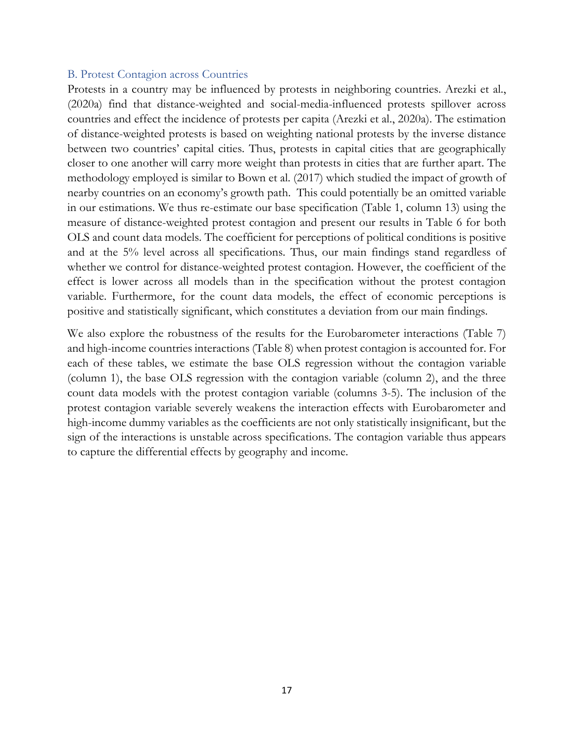### B. Protest Contagion across Countries

Protests in a country may be influenced by protests in neighboring countries. Arezki et al., (2020a) find that distance-weighted and social-media-influenced protests spillover across countries and effect the incidence of protests per capita (Arezki et al., 2020a). The estimation of distance-weighted protests is based on weighting national protests by the inverse distance between two countries' capital cities. Thus, protests in capital cities that are geographically closer to one another will carry more weight than protests in cities that are further apart. The methodology employed is similar to Bown et al. (2017) which studied the impact of growth of nearby countries on an economy's growth path. This could potentially be an omitted variable in our estimations. We thus re-estimate our base specification (Table 1, column 13) using the measure of distance-weighted protest contagion and present our results in Table 6 for both OLS and count data models. The coefficient for perceptions of political conditions is positive and at the 5% level across all specifications. Thus, our main findings stand regardless of whether we control for distance-weighted protest contagion. However, the coefficient of the effect is lower across all models than in the specification without the protest contagion variable. Furthermore, for the count data models, the effect of economic perceptions is positive and statistically significant, which constitutes a deviation from our main findings.

We also explore the robustness of the results for the Eurobarometer interactions (Table 7) and high-income countries interactions (Table 8) when protest contagion is accounted for. For each of these tables, we estimate the base OLS regression without the contagion variable (column 1), the base OLS regression with the contagion variable (column 2), and the three count data models with the protest contagion variable (columns 3-5). The inclusion of the protest contagion variable severely weakens the interaction effects with Eurobarometer and high-income dummy variables as the coefficients are not only statistically insignificant, but the sign of the interactions is unstable across specifications. The contagion variable thus appears to capture the differential effects by geography and income.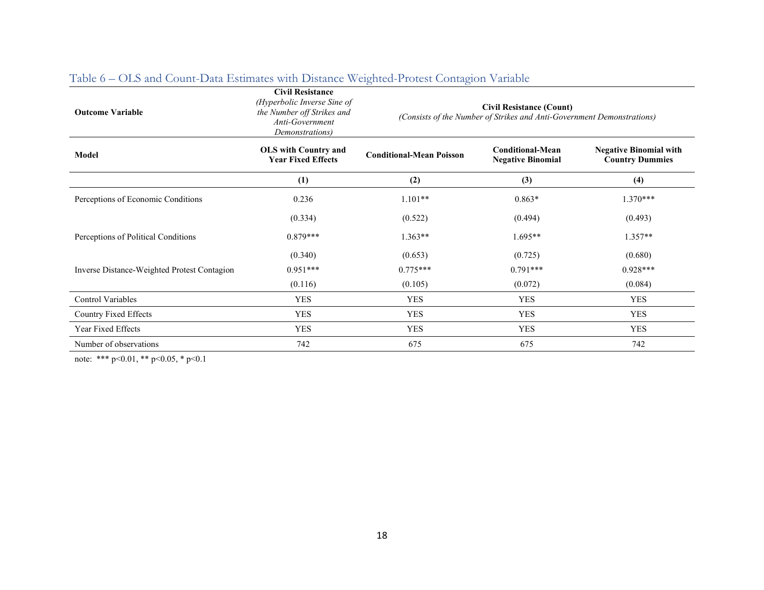## Table 6 – OLS and Count-Data Estimates with Distance Weighted-Protest Contagion Variable

| **Outcome Variable** | **Civil Resistance** *(Hyperbolic Inverse Sine of the Number off Strikes and Anti-Government Demonstrations)* | **Civil Resistance (Count)** *(Consists of the Number of Strikes and Anti-Government Demonstrations)* | | |
|---|---|---|---|---|
| **Model** | **OLS with Country and Year Fixed Effects** | **Conditional-Mean Poisson** | **Conditional-Mean Negative Binomial** | **Negative Binomial with Country Dummies** |
| | **(1)** | **(2)** | **(3)** | **(4)** |
| Perceptions of Economic Conditions | 0.236 | 1.101** | 0.863* | 1.370*** |
| | (0.334) | (0.522) | (0.494) | (0.493) |
| Perceptions of Political Conditions | 0.879*** | 1.363** | 1.695** | 1.357** |
| | (0.340) | (0.653) | (0.725) | (0.680) |
| Inverse Distance-Weighted Protest Contagion | 0.951*** | 0.775*** | 0.791*** | 0.928*** |
| | (0.116) | (0.105) | (0.072) | (0.084) |
| Control Variables | YES | YES | YES | YES |
| Country Fixed Effects | YES | YES | YES | YES |
| Year Fixed Effects | YES | YES | YES | YES |
| Number of observations | 742 | 675 | 675 | 742 |

note: *** p<0.01, ** p<0.05, * p<0.1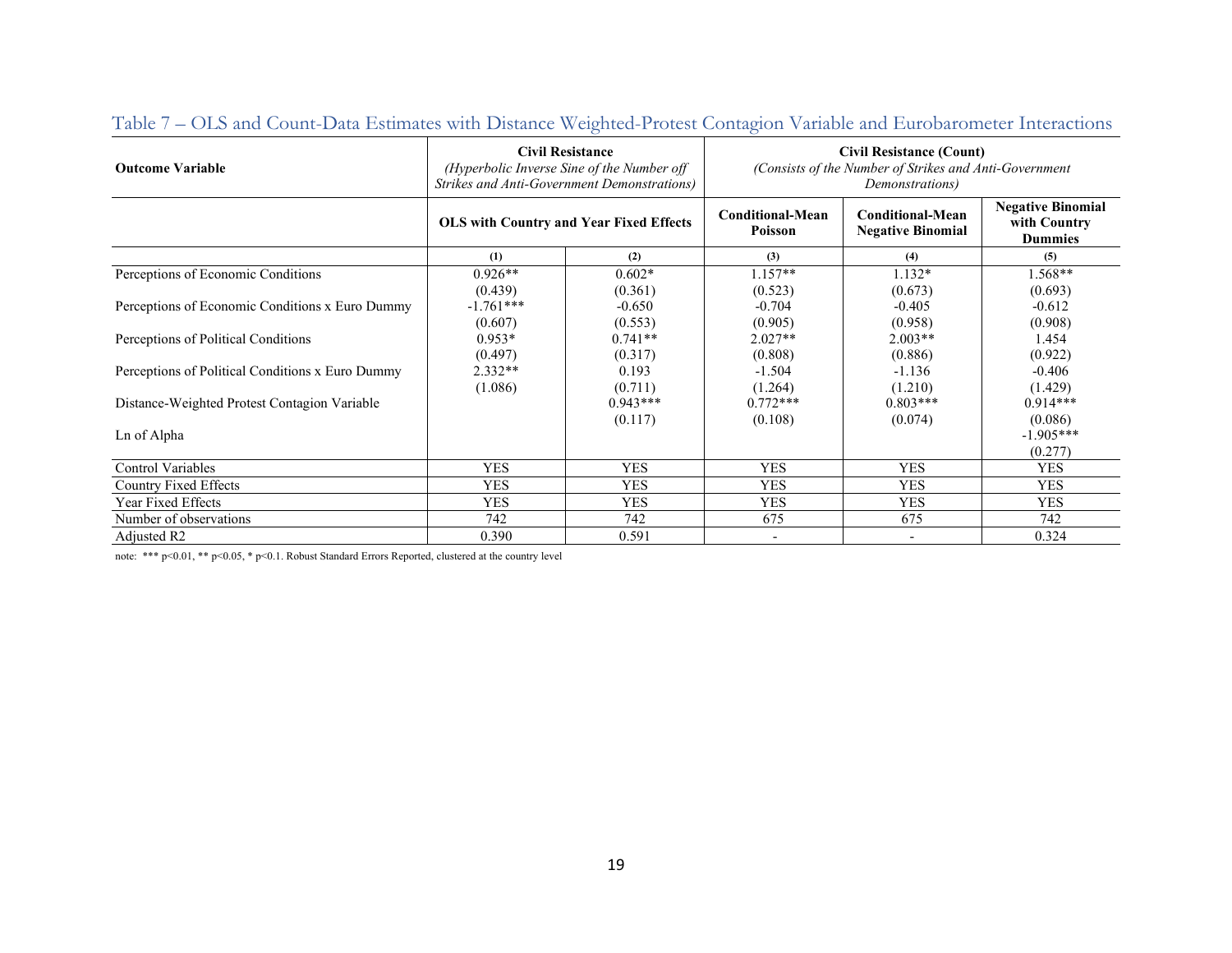## Table 7 – OLS and Count-Data Estimates with Distance Weighted-Protest Contagion Variable and Eurobarometer Interactions

| **Outcome Variable** | **Civil Resistance** *(Hyperbolic Inverse Sine of the Number off Strikes and Anti-Government Demonstrations)* | | **Civil Resistance (Count)** *(Consists of the Number of Strikes and Anti-Government Demonstrations)* | | |
|---|---|---|---|---|---|
| | **OLS with Country and Year Fixed Effects** | | **Conditional-Mean Poisson** | **Conditional-Mean Negative Binomial** | **Negative Binomial with Country Dummies** |
| | **(1)** | **(2)** | **(3)** | **(4)** | **(5)** |
| Perceptions of Economic Conditions | 0.926** | 0.602* | 1.157** | 1.132* | 1.568** |
| | (0.439) | (0.361) | (0.523) | (0.673) | (0.693) |
| Perceptions of Economic Conditions x Euro Dummy | -1.761*** | -0.650 | -0.704 | -0.405 | -0.612 |
| | (0.607) | (0.553) | (0.905) | (0.958) | (0.908) |
| Perceptions of Political Conditions | 0.953* | 0.741** | 2.027** | 2.003** | 1.454 |
| | (0.497) | (0.317) | (0.808) | (0.886) | (0.922) |
| Perceptions of Political Conditions x Euro Dummy | 2.332** | 0.193 | -1.504 | -1.136 | -0.406 |
| | (1.086) | (0.711) | (1.264) | (1.210) | (1.429) |
| Distance-Weighted Protest Contagion Variable | | 0.943*** | 0.772*** | 0.803*** | 0.914*** |
| | | (0.117) | (0.108) | (0.074) | (0.086) |
| Ln of Alpha | | | | | -1.905*** |
| | | | | | (0.277) |
| Control Variables | YES | YES | YES | YES | YES |
| Country Fixed Effects | YES | YES | YES | YES | YES |
| Year Fixed Effects | YES | YES | YES | YES | YES |
| Number of observations | 742 | 742 | 675 | 675 | 742 |
| Adjusted R2 | 0.390 | 0.591 | - | - | 0.324 |

note: *** p<0.01, ** p<0.05, * p<0.1. Robust Standard Errors Reported, clustered at the country level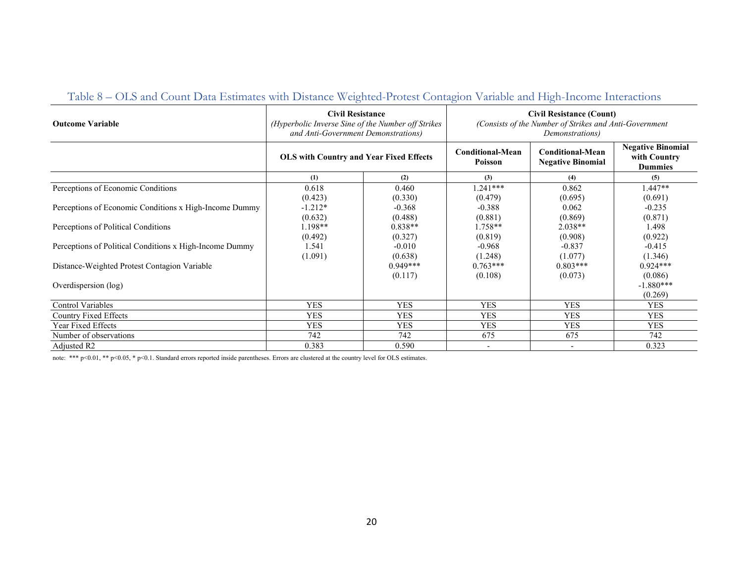Table 8 – OLS and Count Data Estimates with Distance Weighted-Protest Contagion Variable and High-Income Interactions

| Outcome Variable | Civil Resistance *(Hyperbolic Inverse Sine of the Number off Strikes and Anti-Government Demonstrations)* | | Civil Resistance (Count) *(Consists of the Number of Strikes and Anti-Government Demonstrations)* | | |
|---|---|---|---|---|---|
| | OLS with Country and Year Fixed Effects | | Conditional-Mean Poisson | Conditional-Mean Negative Binomial | Negative Binomial with Country Dummies |
| | (1) | (2) | (3) | (4) | (5) |
| Perceptions of Economic Conditions | 0.618 | 0.460 | 1.241*** | 0.862 | 1.447** |
| | (0.423) | (0.330) | (0.479) | (0.695) | (0.691) |
| Perceptions of Economic Conditions x High-Income Dummy | -1.212* | -0.368 | -0.388 | 0.062 | -0.235 |
| | (0.632) | (0.488) | (0.881) | (0.869) | (0.871) |
| Perceptions of Political Conditions | 1.198** | 0.838** | 1.758** | 2.038** | 1.498 |
| | (0.492) | (0.327) | (0.819) | (0.908) | (0.922) |
| Perceptions of Political Conditions x High-Income Dummy | 1.541 | -0.010 | -0.968 | -0.837 | -0.415 |
| | (1.091) | (0.638) | (1.248) | (1.077) | (1.346) |
| Distance-Weighted Protest Contagion Variable | | 0.949*** | 0.763*** | 0.803*** | 0.924*** |
| | | (0.117) | (0.108) | (0.073) | (0.086) |
| Overdispersion (log) | | | | | -1.880*** |
| | | | | | (0.269) |
| Control Variables | YES | YES | YES | YES | YES |
| Country Fixed Effects | YES | YES | YES | YES | YES |
| Year Fixed Effects | YES | YES | YES | YES | YES |
| Number of observations | 742 | 742 | 675 | 675 | 742 |
| Adjusted R2 | 0.383 | 0.590 | - | - | 0.323 |

note: *** p<0.01, ** p<0.05, * p<0.1. Standard errors reported inside parentheses. Errors are clustered at the country level for OLS estimates.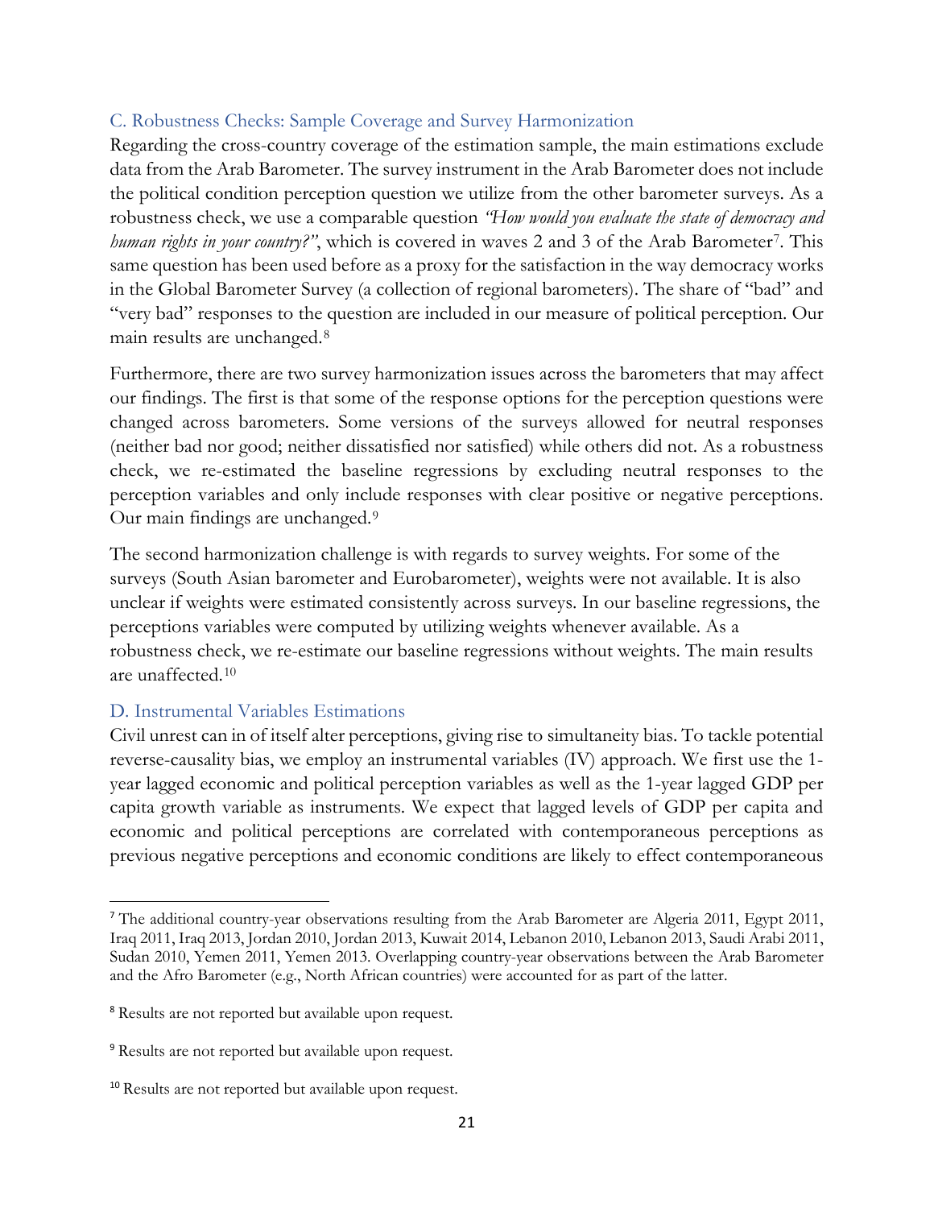### C. Robustness Checks: Sample Coverage and Survey Harmonization

Regarding the cross-country coverage of the estimation sample, the main estimations exclude data from the Arab Barometer. The survey instrument in the Arab Barometer does not include the political condition perception question we utilize from the other barometer surveys. As a robustness check, we use a comparable question *"How would you evaluate the state of democracy and human rights in your country?"*, which is covered in waves 2 and 3 of the Arab Barometer[7]. This same question has been used before as a proxy for the satisfaction in the way democracy works in the Global Barometer Survey (a collection of regional barometers). The share of "bad" and "very bad" responses to the question are included in our measure of political perception. Our main results are unchanged.[8]

Furthermore, there are two survey harmonization issues across the barometers that may affect our findings. The first is that some of the response options for the perception questions were changed across barometers. Some versions of the surveys allowed for neutral responses (neither bad nor good; neither dissatisfied nor satisfied) while others did not. As a robustness check, we re-estimated the baseline regressions by excluding neutral responses to the perception variables and only include responses with clear positive or negative perceptions. Our main findings are unchanged.[9]

The second harmonization challenge is with regards to survey weights. For some of the surveys (South Asian barometer and Eurobarometer), weights were not available. It is also unclear if weights were estimated consistently across surveys. In our baseline regressions, the perceptions variables were computed by utilizing weights whenever available. As a robustness check, we re-estimate our baseline regressions without weights. The main results are unaffected.[10]

### D. Instrumental Variables Estimations

Civil unrest can in of itself alter perceptions, giving rise to simultaneity bias. To tackle potential reverse-causality bias, we employ an instrumental variables (IV) approach. We first use the 1-year lagged economic and political perception variables as well as the 1-year lagged GDP per capita growth variable as instruments. We expect that lagged levels of GDP per capita and economic and political perceptions are correlated with contemporaneous perceptions as previous negative perceptions and economic conditions are likely to effect contemporaneous

---

[7] The additional country-year observations resulting from the Arab Barometer are Algeria 2011, Egypt 2011, Iraq 2011, Iraq 2013, Jordan 2010, Jordan 2013, Kuwait 2014, Lebanon 2010, Lebanon 2013, Saudi Arabi 2011, Sudan 2010, Yemen 2011, Yemen 2013. Overlapping country-year observations between the Arab Barometer and the Afro Barometer (e.g., North African countries) were accounted for as part of the latter.

[8] Results are not reported but available upon request.

[9] Results are not reported but available upon request.

[10] Results are not reported but available upon request.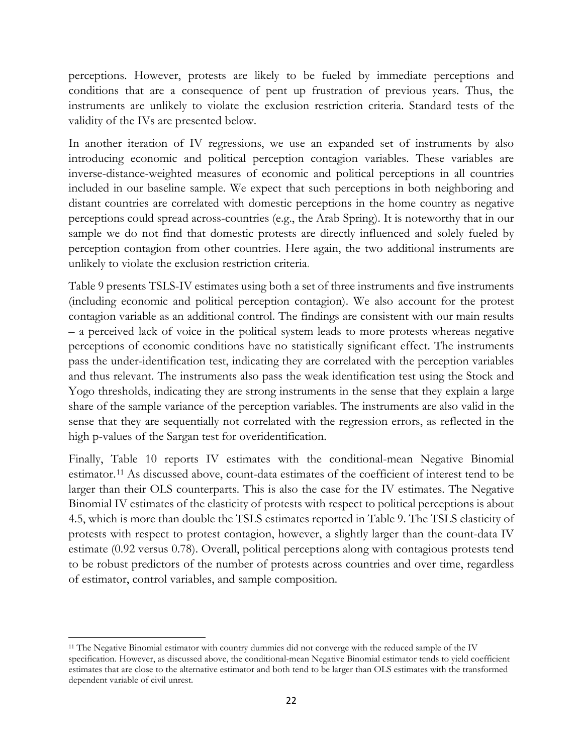perceptions. However, protests are likely to be fueled by immediate perceptions and conditions that are a consequence of pent up frustration of previous years. Thus, the instruments are unlikely to violate the exclusion restriction criteria. Standard tests of the validity of the IVs are presented below.

In another iteration of IV regressions, we use an expanded set of instruments by also introducing economic and political perception contagion variables. These variables are inverse-distance-weighted measures of economic and political perceptions in all countries included in our baseline sample. We expect that such perceptions in both neighboring and distant countries are correlated with domestic perceptions in the home country as negative perceptions could spread across-countries (e.g., the Arab Spring). It is noteworthy that in our sample we do not find that domestic protests are directly influenced and solely fueled by perception contagion from other countries. Here again, the two additional instruments are unlikely to violate the exclusion restriction criteria.

Table 9 presents TSLS-IV estimates using both a set of three instruments and five instruments (including economic and political perception contagion). We also account for the protest contagion variable as an additional control. The findings are consistent with our main results – a perceived lack of voice in the political system leads to more protests whereas negative perceptions of economic conditions have no statistically significant effect. The instruments pass the under-identification test, indicating they are correlated with the perception variables and thus relevant. The instruments also pass the weak identification test using the Stock and Yogo thresholds, indicating they are strong instruments in the sense that they explain a large share of the sample variance of the perception variables. The instruments are also valid in the sense that they are sequentially not correlated with the regression errors, as reflected in the high p-values of the Sargan test for overidentification.

Finally, Table 10 reports IV estimates with the conditional-mean Negative Binomial estimator.[11] As discussed above, count-data estimates of the coefficient of interest tend to be larger than their OLS counterparts. This is also the case for the IV estimates. The Negative Binomial IV estimates of the elasticity of protests with respect to political perceptions is about 4.5, which is more than double the TSLS estimates reported in Table 9. The TSLS elasticity of protests with respect to protest contagion, however, a slightly larger than the count-data IV estimate (0.92 versus 0.78). Overall, political perceptions along with contagious protests tend to be robust predictors of the number of protests across countries and over time, regardless of estimator, control variables, and sample composition.

---

[11] The Negative Binomial estimator with country dummies did not converge with the reduced sample of the IV specification. However, as discussed above, the conditional-mean Negative Binomial estimator tends to yield coefficient estimates that are close to the alternative estimator and both tend to be larger than OLS estimates with the transformed dependent variable of civil unrest.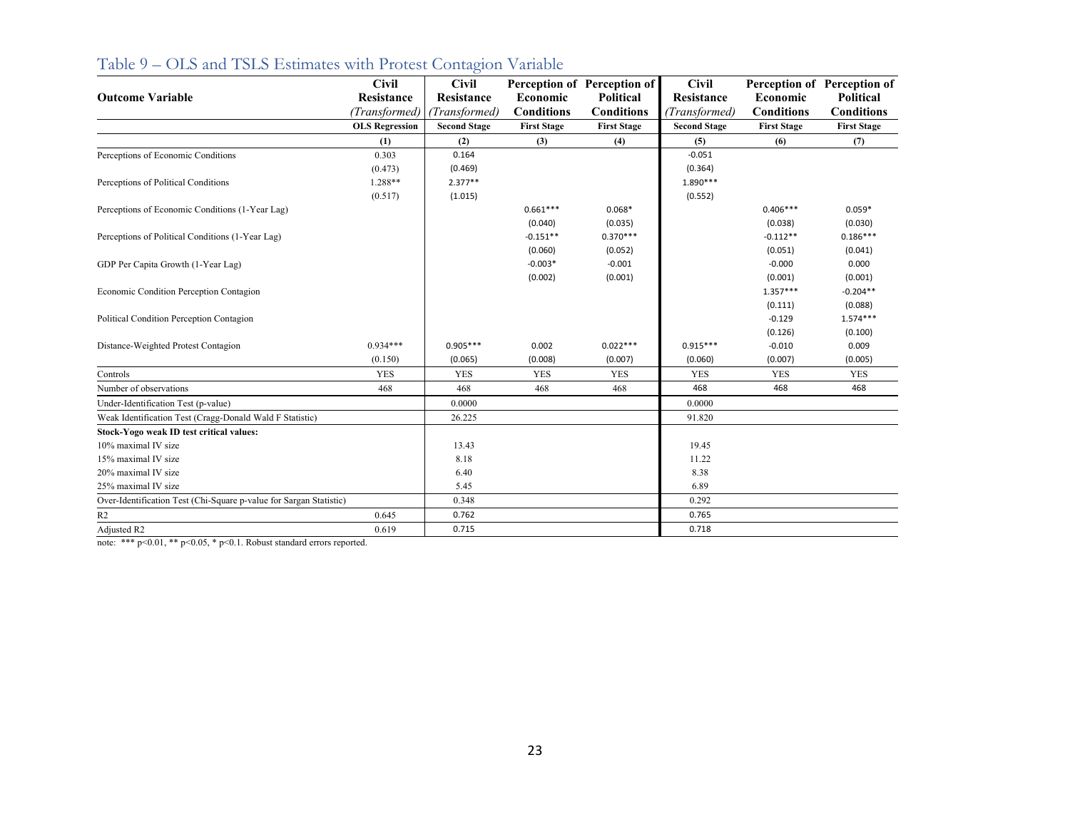## Table 9 – OLS and TSLS Estimates with Protest Contagion Variable

| Outcome Variable | Civil Resistance *(Transformed)* | Civil Resistance *(Transformed)* | Perception of Economic Conditions | Perception of Political Conditions | Civil Resistance *(Transformed)* | Perception of Economic Conditions | Perception of Political Conditions |
|---|---|---|---|---|---|---|---|
| | **OLS Regression** | **Second Stage** | **First Stage** | **First Stage** | **Second Stage** | **First Stage** | **First Stage** |
| | **(1)** | **(2)** | **(3)** | **(4)** | **(5)** | **(6)** | **(7)** |
| Perceptions of Economic Conditions | 0.303 | 0.164 | | | -0.051 | | |
| | (0.473) | (0.469) | | | (0.364) | | |
| Perceptions of Political Conditions | 1.288** | 2.377** | | | 1.890*** | | |
| | (0.517) | (1.015) | | | (0.552) | | |
| Perceptions of Economic Conditions (1-Year Lag) | | | 0.661*** | 0.068* | | 0.406*** | 0.059* |
| | | | (0.040) | (0.035) | | (0.038) | (0.030) |
| Perceptions of Political Conditions (1-Year Lag) | | | -0.151** | 0.370*** | | -0.112** | 0.186*** |
| | | | (0.060) | (0.052) | | (0.051) | (0.041) |
| GDP Per Capita Growth (1-Year Lag) | | | -0.003* | -0.001 | | -0.000 | 0.000 |
| | | | (0.002) | (0.001) | | (0.001) | (0.001) |
| Economic Condition Perception Contagion | | | | | | 1.357*** | -0.204** |
| | | | | | | (0.111) | (0.088) |
| Political Condition Perception Contagion | | | | | | -0.129 | 1.574*** |
| | | | | | | (0.126) | (0.100) |
| Distance-Weighted Protest Contagion | 0.934*** | 0.905*** | 0.002 | 0.022*** | 0.915*** | -0.010 | 0.009 |
| | (0.150) | (0.065) | (0.008) | (0.007) | (0.060) | (0.007) | (0.005) |
| Controls | YES | YES | YES | YES | YES | YES | YES |
| Number of observations | 468 | 468 | 468 | 468 | 468 | 468 | 468 |
| Under-Identification Test (p-value) | | 0.0000 | | | 0.0000 | | |
| Weak Identification Test (Cragg-Donald Wald F Statistic) | | 26.225 | | | 91.820 | | |
| **Stock-Yogo weak ID test critical values:** | | | | | | | |
| 10% maximal IV size | | 13.43 | | | 19.45 | | |
| 15% maximal IV size | | 8.18 | | | 11.22 | | |
| 20% maximal IV size | | 6.40 | | | 8.38 | | |
| 25% maximal IV size | | 5.45 | | | 6.89 | | |
| Over-Identification Test (Chi-Square p-value for Sargan Statistic) | | 0.348 | | | 0.292 | | |
| $R^2$ | 0.645 | 0.762 | | | 0.765 | | |
| Adjusted $R^2$ | 0.619 | 0.715 | | | 0.718 | | |

note: *** $p<0.01$, ** $p<0.05$, * $p<0.1$. Robust standard errors reported.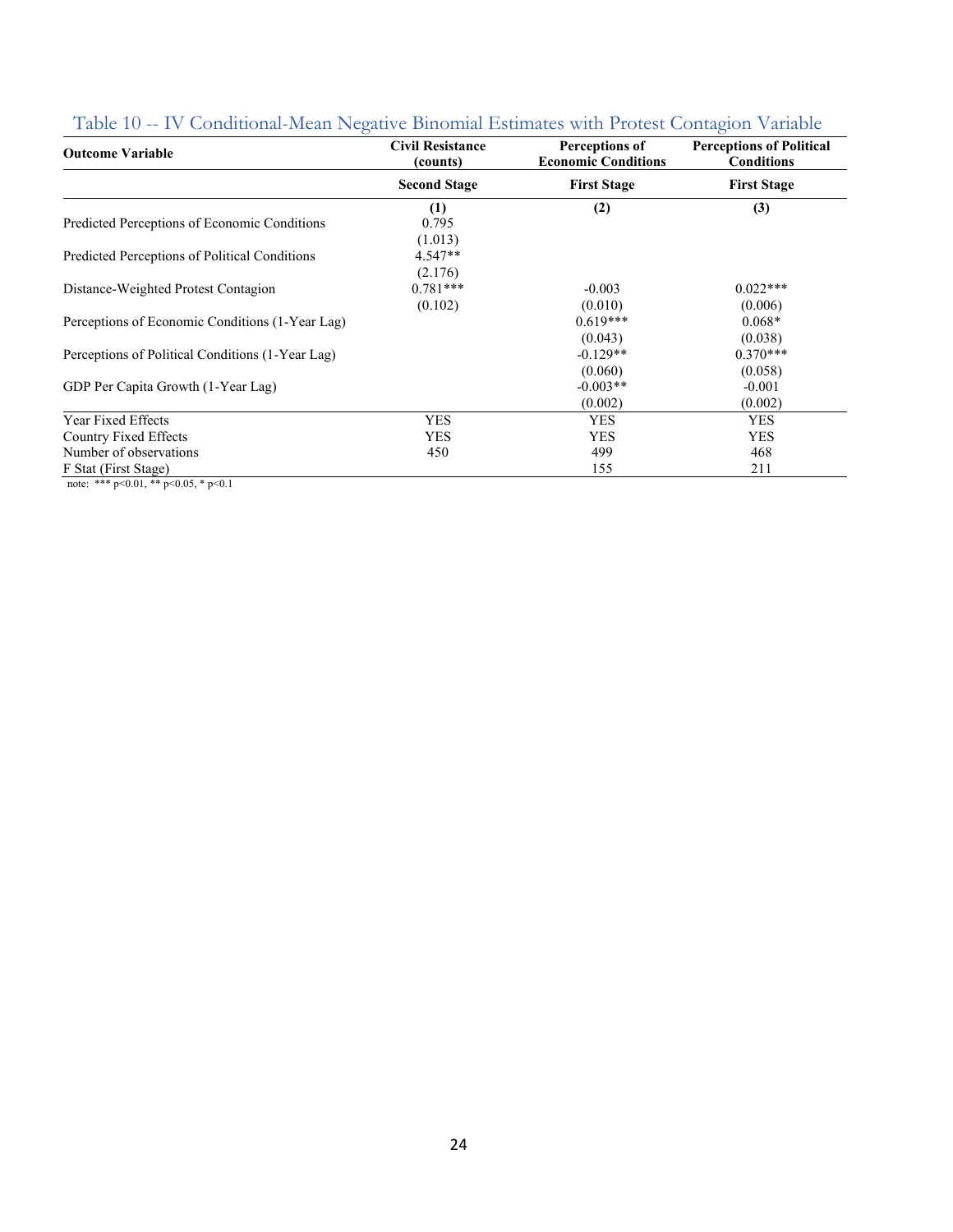## Table 10 -- IV Conditional-Mean Negative Binomial Estimates with Protest Contagion Variable

| Outcome Variable | Civil Resistance (counts) | Perceptions of Economic Conditions | Perceptions of Political Conditions |
|---|---|---|---|
| | **Second Stage** | **First Stage** | **First Stage** |
| | **(1)** | **(2)** | **(3)** |
| Predicted Perceptions of Economic Conditions | 0.795 | | |
| | (1.013) | | |
| Predicted Perceptions of Political Conditions | 4.547** | | |
| | (2.176) | | |
| Distance-Weighted Protest Contagion | 0.781*** | -0.003 | 0.022*** |
| | (0.102) | (0.010) | (0.006) |
| Perceptions of Economic Conditions (1-Year Lag) | | 0.619*** | 0.068* |
| | | (0.043) | (0.038) |
| Perceptions of Political Conditions (1-Year Lag) | | -0.129** | 0.370*** |
| | | (0.060) | (0.058) |
| GDP Per Capita Growth (1-Year Lag) | | -0.003** | -0.001 |
| | | (0.002) | (0.002) |
| Year Fixed Effects | YES | YES | YES |
| Country Fixed Effects | YES | YES | YES |
| Number of observations | 450 | 499 | 468 |
| F Stat (First Stage) | | 155 | 211 |

note: *** p<0.01, ** p<0.05, * p<0.1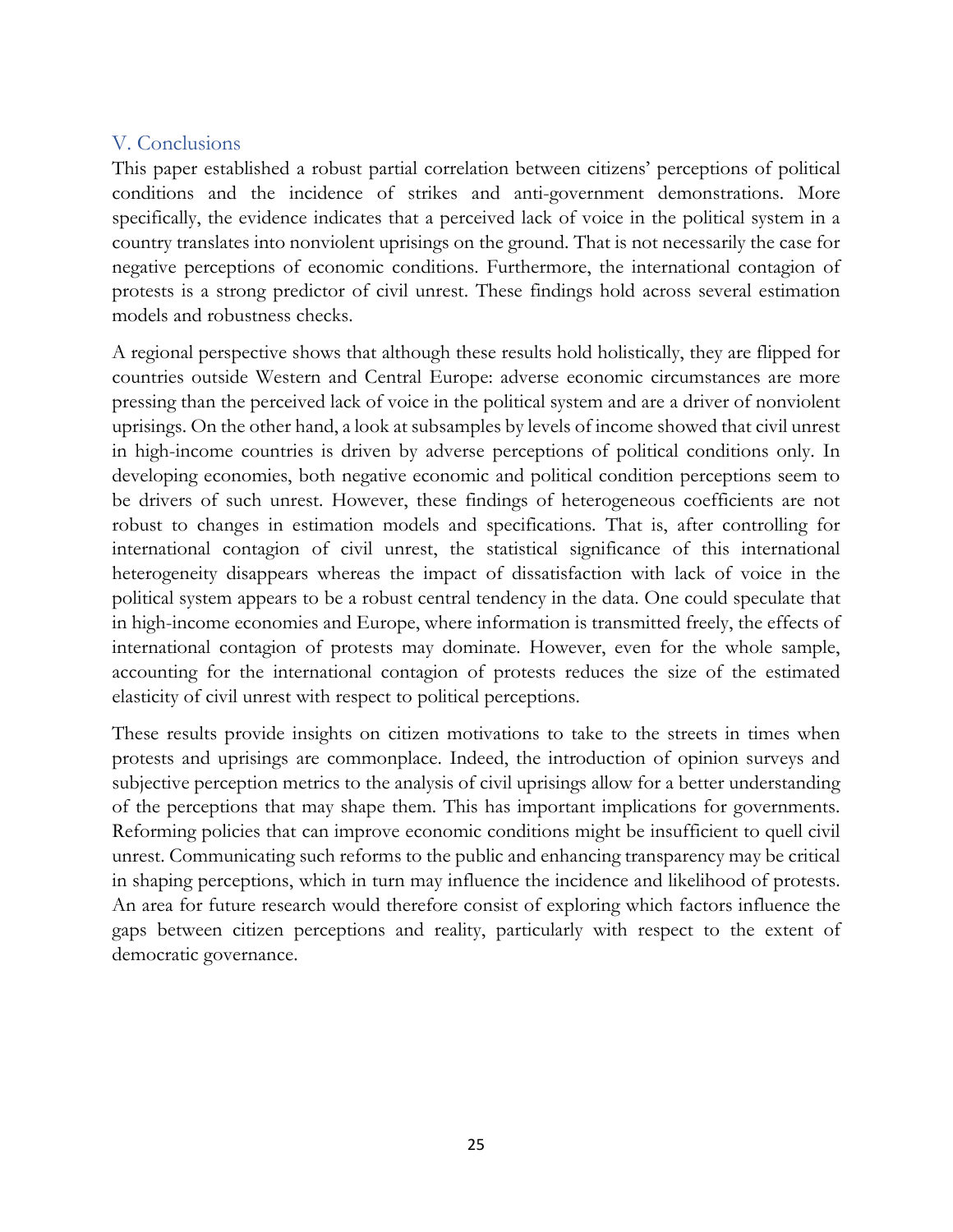## V. Conclusions

This paper established a robust partial correlation between citizens' perceptions of political conditions and the incidence of strikes and anti-government demonstrations. More specifically, the evidence indicates that a perceived lack of voice in the political system in a country translates into nonviolent uprisings on the ground. That is not necessarily the case for negative perceptions of economic conditions. Furthermore, the international contagion of protests is a strong predictor of civil unrest. These findings hold across several estimation models and robustness checks.

A regional perspective shows that although these results hold holistically, they are flipped for countries outside Western and Central Europe: adverse economic circumstances are more pressing than the perceived lack of voice in the political system and are a driver of nonviolent uprisings. On the other hand, a look at subsamples by levels of income showed that civil unrest in high-income countries is driven by adverse perceptions of political conditions only. In developing economies, both negative economic and political condition perceptions seem to be drivers of such unrest. However, these findings of heterogeneous coefficients are not robust to changes in estimation models and specifications. That is, after controlling for international contagion of civil unrest, the statistical significance of this international heterogeneity disappears whereas the impact of dissatisfaction with lack of voice in the political system appears to be a robust central tendency in the data. One could speculate that in high-income economies and Europe, where information is transmitted freely, the effects of international contagion of protests may dominate. However, even for the whole sample, accounting for the international contagion of protests reduces the size of the estimated elasticity of civil unrest with respect to political perceptions.

These results provide insights on citizen motivations to take to the streets in times when protests and uprisings are commonplace. Indeed, the introduction of opinion surveys and subjective perception metrics to the analysis of civil uprisings allow for a better understanding of the perceptions that may shape them. This has important implications for governments. Reforming policies that can improve economic conditions might be insufficient to quell civil unrest. Communicating such reforms to the public and enhancing transparency may be critical in shaping perceptions, which in turn may influence the incidence and likelihood of protests. An area for future research would therefore consist of exploring which factors influence the gaps between citizen perceptions and reality, particularly with respect to the extent of democratic governance.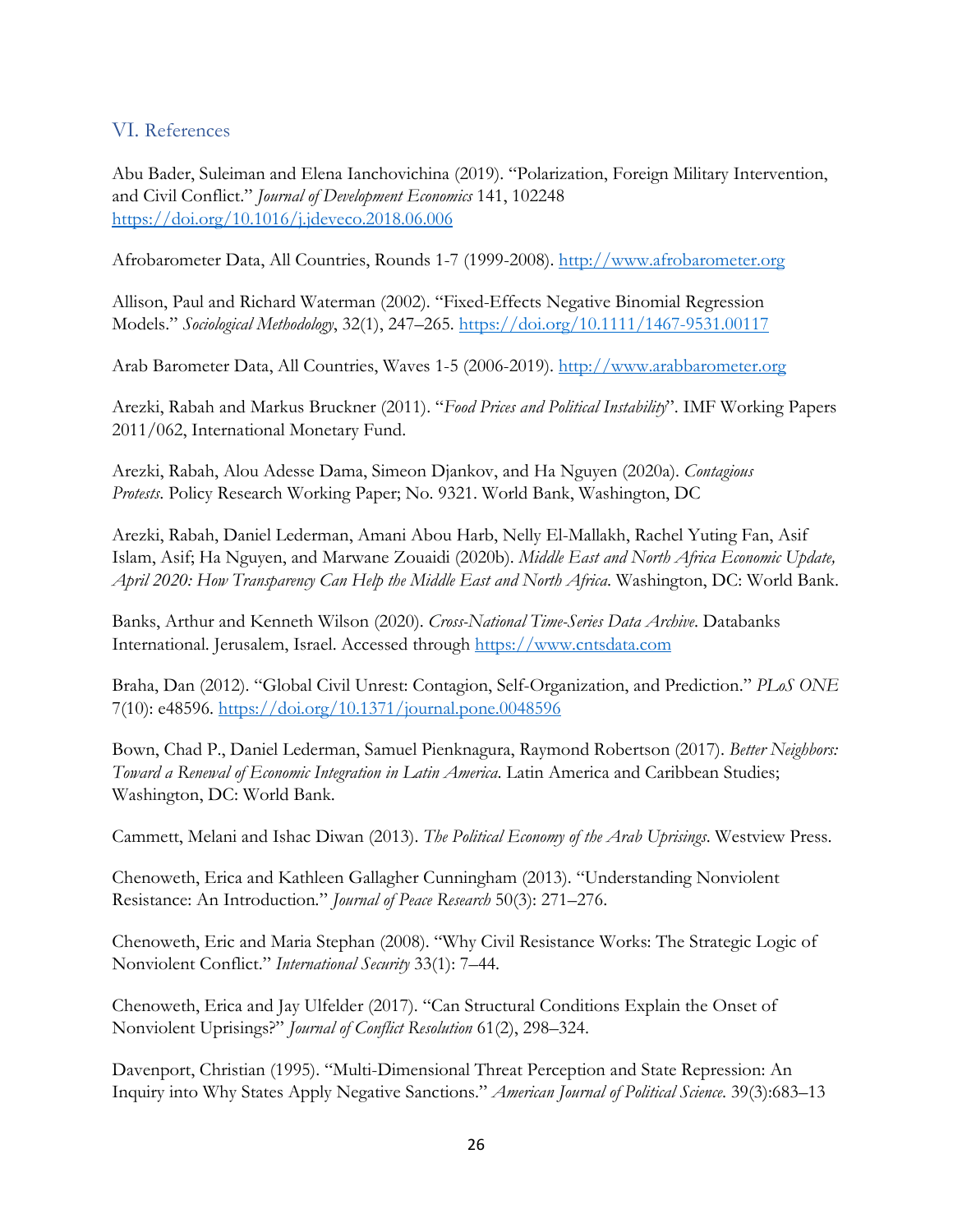## VI. References

Abu Bader, Suleiman and Elena Ianchovichina (2019). "Polarization, Foreign Military Intervention, and Civil Conflict." *Journal of Development Economics* 141, 102248 https://doi.org/10.1016/j.jdeveco.2018.06.006

Afrobarometer Data, All Countries, Rounds 1-7 (1999-2008). http://www.afrobarometer.org

Allison, Paul and Richard Waterman (2002). "Fixed-Effects Negative Binomial Regression Models." *Sociological Methodology*, 32(1), 247–265. https://doi.org/10.1111/1467-9531.00117

Arab Barometer Data, All Countries, Waves 1-5 (2006-2019). http://www.arabbarometer.org

Arezki, Rabah and Markus Bruckner (2011). "*Food Prices and Political Instability*". IMF Working Papers 2011/062, International Monetary Fund.

Arezki, Rabah, Alou Adesse Dama, Simeon Djankov, and Ha Nguyen (2020a). *Contagious Protests*. Policy Research Working Paper; No. 9321. World Bank, Washington, DC

Arezki, Rabah, Daniel Lederman, Amani Abou Harb, Nelly El-Mallakh, Rachel Yuting Fan, Asif Islam, Asif; Ha Nguyen, and Marwane Zouaidi (2020b). *Middle East and North Africa Economic Update, April 2020: How Transparency Can Help the Middle East and North Africa*. Washington, DC: World Bank.

Banks, Arthur and Kenneth Wilson (2020). *Cross-National Time-Series Data Archive*. Databanks International. Jerusalem, Israel. Accessed through https://www.cntsdata.com

Braha, Dan (2012). "Global Civil Unrest: Contagion, Self-Organization, and Prediction." *PLoS ONE* 7(10): e48596. https://doi.org/10.1371/journal.pone.0048596

Bown, Chad P., Daniel Lederman, Samuel Pienknagura, Raymond Robertson (2017). *Better Neighbors: Toward a Renewal of Economic Integration in Latin America*. Latin America and Caribbean Studies; Washington, DC: World Bank.

Cammett, Melani and Ishac Diwan (2013). *The Political Economy of the Arab Uprisings*. Westview Press.

Chenoweth, Erica and Kathleen Gallagher Cunningham (2013). "Understanding Nonviolent Resistance: An Introduction." *Journal of Peace Research* 50(3): 271–276.

Chenoweth, Eric and Maria Stephan (2008). "Why Civil Resistance Works: The Strategic Logic of Nonviolent Conflict." *International Security* 33(1): 7–44.

Chenoweth, Erica and Jay Ulfelder (2017). "Can Structural Conditions Explain the Onset of Nonviolent Uprisings?" *Journal of Conflict Resolution* 61(2), 298–324.

Davenport, Christian (1995). "Multi-Dimensional Threat Perception and State Repression: An Inquiry into Why States Apply Negative Sanctions." *American Journal of Political Science*. 39(3):683–13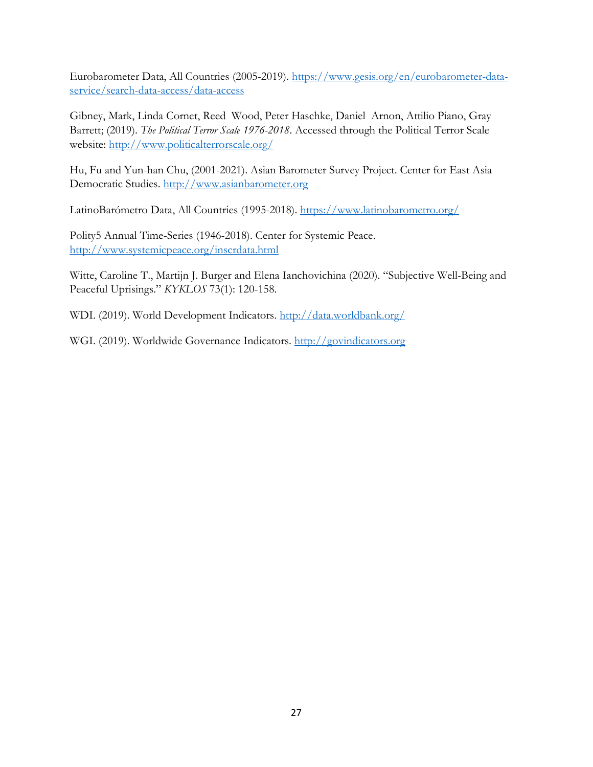Eurobarometer Data, All Countries (2005-2019). https://www.gesis.org/en/eurobarometer-data-service/search-data-access/data-access

Gibney, Mark, Linda Cornet, Reed Wood, Peter Haschke, Daniel Arnon, Attilio Piano, Gray Barrett; (2019). *The Political Terror Scale 1976-2018*. Accessed through the Political Terror Scale website: http://www.politicalterrorscale.org/

Hu, Fu and Yun-han Chu, (2001-2021). Asian Barometer Survey Project. Center for East Asia Democratic Studies. http://www.asianbarometer.org

LatinoBarómetro Data, All Countries (1995-2018). https://www.latinobarometro.org/

Polity5 Annual Time-Series (1946-2018). Center for Systemic Peace. http://www.systemicpeace.org/inscrdata.html

Witte, Caroline T., Martijn J. Burger and Elena Ianchovichina (2020). "Subjective Well-Being and Peaceful Uprisings." *KYKLOS* 73(1): 120-158.

WDI. (2019). World Development Indicators. http://data.worldbank.org/

WGI. (2019). Worldwide Governance Indicators. http://govindicators.org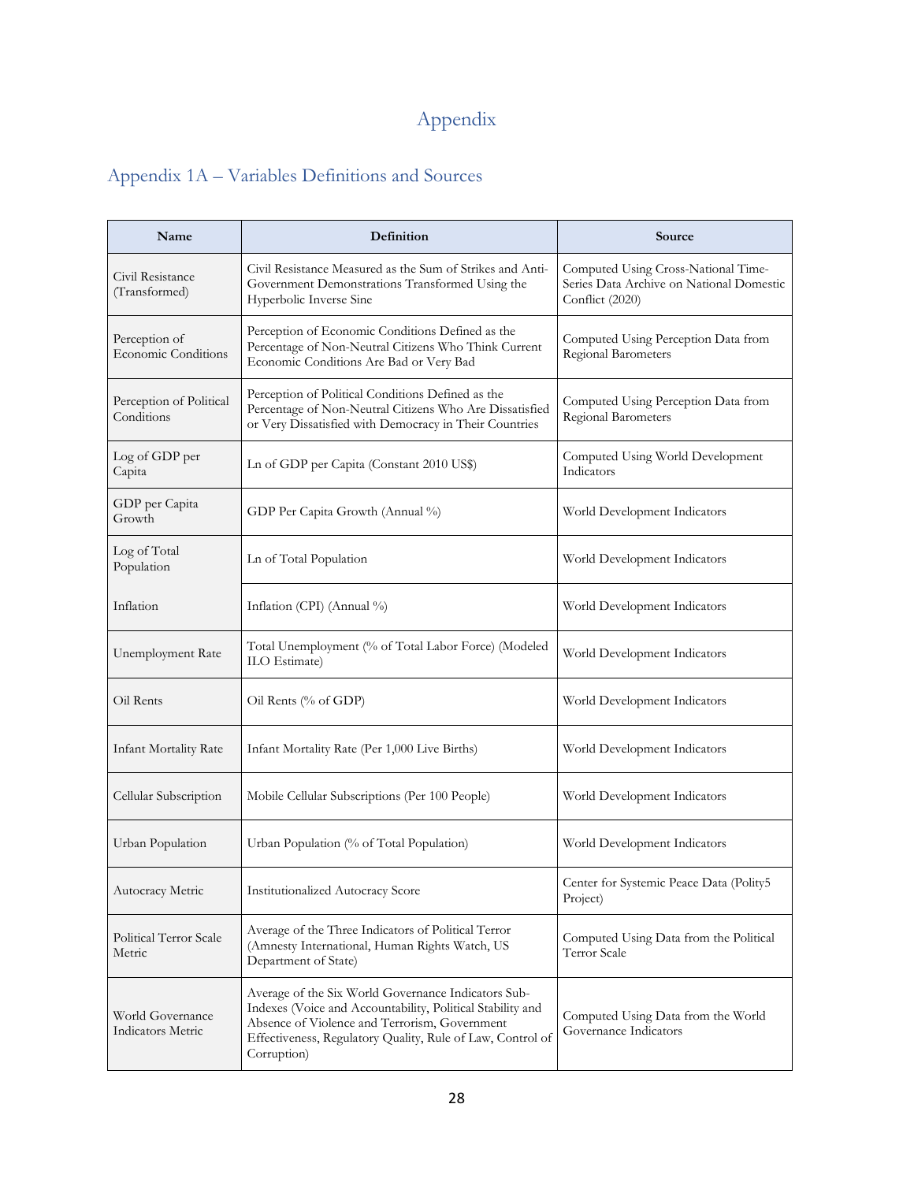# Appendix

## Appendix 1A – Variables Definitions and Sources

| Name | Definition | Source |
|---|---|---|
| Civil Resistance (Transformed) | Civil Resistance Measured as the Sum of Strikes and Anti-Government Demonstrations Transformed Using the Hyperbolic Inverse Sine | Computed Using Cross-National Time-Series Data Archive on National Domestic Conflict (2020) |
| Perception of Economic Conditions | Perception of Economic Conditions Defined as the Percentage of Non-Neutral Citizens Who Think Current Economic Conditions Are Bad or Very Bad | Computed Using Perception Data from Regional Barometers |
| Perception of Political Conditions | Perception of Political Conditions Defined as the Percentage of Non-Neutral Citizens Who Are Dissatisfied or Very Dissatisfied with Democracy in Their Countries | Computed Using Perception Data from Regional Barometers |
| Log of GDP per Capita | Ln of GDP per Capita (Constant 2010 US$) | Computed Using World Development Indicators |
| GDP per Capita Growth | GDP Per Capita Growth (Annual %) | World Development Indicators |
| Log of Total Population | Ln of Total Population | World Development Indicators |
| Inflation | Inflation (CPI) (Annual %) | World Development Indicators |
| Unemployment Rate | Total Unemployment (% of Total Labor Force) (Modeled ILO Estimate) | World Development Indicators |
| Oil Rents | Oil Rents (% of GDP) | World Development Indicators |
| Infant Mortality Rate | Infant Mortality Rate (Per 1,000 Live Births) | World Development Indicators |
| Cellular Subscription | Mobile Cellular Subscriptions (Per 100 People) | World Development Indicators |
| Urban Population | Urban Population (% of Total Population) | World Development Indicators |
| Autocracy Metric | Institutionalized Autocracy Score | Center for Systemic Peace Data (Polity5 Project) |
| Political Terror Scale Metric | Average of the Three Indicators of Political Terror (Amnesty International, Human Rights Watch, US Department of State) | Computed Using Data from the Political Terror Scale |
| World Governance Indicators Metric | Average of the Six World Governance Indicators Sub-Indexes (Voice and Accountability, Political Stability and Absence of Violence and Terrorism, Government Effectiveness, Regulatory Quality, Rule of Law, Control of Corruption) | Computed Using Data from the World Governance Indicators |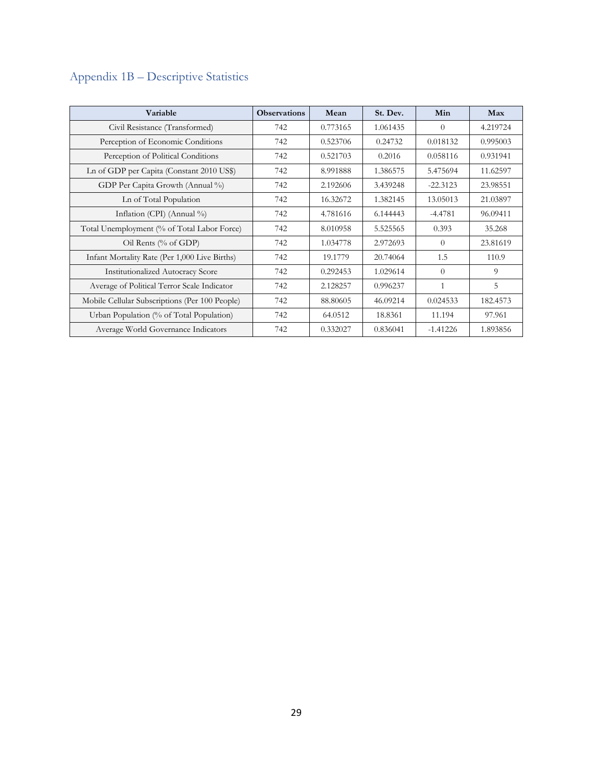## Appendix 1B – Descriptive Statistics

| Variable | Observations | Mean | St. Dev. | Min | Max |
|---|---|---|---|---|---|
| Civil Resistance (Transformed) | 742 | 0.773165 | 1.061435 | 0 | 4.219724 |
| Perception of Economic Conditions | 742 | 0.523706 | 0.24732 | 0.018132 | 0.995003 |
| Perception of Political Conditions | 742 | 0.521703 | 0.2016 | 0.058116 | 0.931941 |
| Ln of GDP per Capita (Constant 2010 US$) | 742 | 8.991888 | 1.386575 | 5.475694 | 11.62597 |
| GDP Per Capita Growth (Annual %) | 742 | 2.192606 | 3.439248 | -22.3123 | 23.98551 |
| Ln of Total Population | 742 | 16.32672 | 1.382145 | 13.05013 | 21.03897 |
| Inflation (CPI) (Annual %) | 742 | 4.781616 | 6.144443 | -4.4781 | 96.09411 |
| Total Unemployment (% of Total Labor Force) | 742 | 8.010958 | 5.525565 | 0.393 | 35.268 |
| Oil Rents (% of GDP) | 742 | 1.034778 | 2.972693 | 0 | 23.81619 |
| Infant Mortality Rate (Per 1,000 Live Births) | 742 | 19.1779 | 20.74064 | 1.5 | 110.9 |
| Institutionalized Autocracy Score | 742 | 0.292453 | 1.029614 | 0 | 9 |
| Average of Political Terror Scale Indicator | 742 | 2.128257 | 0.996237 | 1 | 5 |
| Mobile Cellular Subscriptions (Per 100 People) | 742 | 88.80605 | 46.09214 | 0.024533 | 182.4573 |
| Urban Population (% of Total Population) | 742 | 64.0512 | 18.8361 | 11.194 | 97.961 |
| Average World Governance Indicators | 742 | 0.332027 | 0.836041 | -1.41226 | 1.893856 |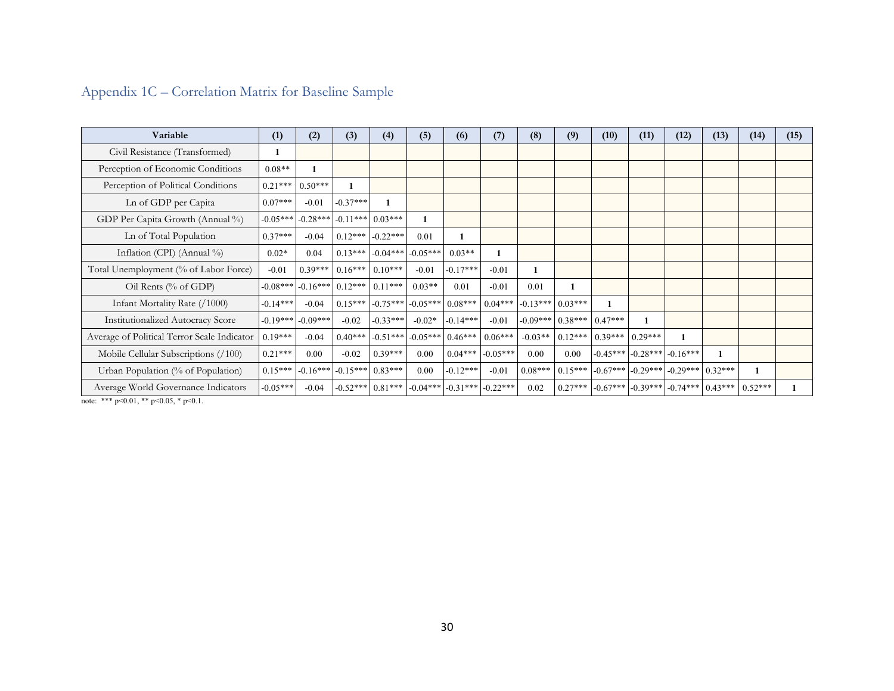## Appendix 1C – Correlation Matrix for Baseline Sample

| Variable | (1) | (2) | (3) | (4) | (5) | (6) | (7) | (8) | (9) | (10) | (11) | (12) | (13) | (14) | (15) |
|---|---|---|---|---|---|---|---|---|---|---|---|---|---|---|---|
| Civil Resistance (Transformed) | **1** | | | | | | | | | | | | | | |
| Perception of Economic Conditions | 0.08** | **1** | | | | | | | | | | | | | |
| Perception of Political Conditions | 0.21*** | 0.50*** | **1** | | | | | | | | | | | | |
| Ln of GDP per Capita | 0.07*** | -0.01 | -0.37*** | **1** | | | | | | | | | | | |
| GDP Per Capita Growth (Annual %) | -0.05*** | -0.28*** | -0.11*** | 0.03*** | **1** | | | | | | | | | | |
| Ln of Total Population | 0.37*** | -0.04 | 0.12*** | -0.22*** | 0.01 | **1** | | | | | | | | | |
| Inflation (CPI) (Annual %) | 0.02* | 0.04 | 0.13*** | -0.04*** | -0.05*** | 0.03** | **1** | | | | | | | | |
| Total Unemployment (% of Labor Force) | -0.01 | 0.39*** | 0.16*** | 0.10*** | -0.01 | -0.17*** | -0.01 | **1** | | | | | | | |
| Oil Rents (% of GDP) | -0.08*** | -0.16*** | 0.12*** | 0.11*** | 0.03** | 0.01 | -0.01 | 0.01 | **1** | | | | | | |
| Infant Mortality Rate (/1000) | -0.14*** | -0.04 | 0.15*** | -0.75*** | -0.05*** | 0.08*** | 0.04*** | -0.13*** | 0.03*** | **1** | | | | | |
| Institutionalized Autocracy Score | -0.19*** | -0.09*** | -0.02 | -0.33*** | -0.02* | -0.14*** | -0.01 | -0.09*** | 0.38*** | 0.47*** | **1** | | | | |
| Average of Political Terror Scale Indicator | 0.19*** | -0.04 | 0.40*** | -0.51*** | -0.05*** | 0.46*** | 0.06*** | -0.03** | 0.12*** | 0.39*** | 0.29*** | **1** | | | |
| Mobile Cellular Subscriptions (/100) | 0.21*** | 0.00 | -0.02 | 0.39*** | 0.00 | 0.04*** | -0.05*** | 0.00 | 0.00 | -0.45*** | -0.28*** | -0.16*** | **1** | | |
| Urban Population (% of Population) | 0.15*** | -0.16*** | -0.15*** | 0.83*** | 0.00 | -0.12*** | -0.01 | 0.08*** | 0.15*** | -0.67*** | -0.29*** | -0.29*** | 0.32*** | **1** | |
| Average World Governance Indicators | -0.05*** | -0.04 | -0.52*** | 0.81*** | -0.04*** | -0.31*** | -0.22*** | 0.02 | 0.27*** | -0.67*** | -0.39*** | -0.74*** | 0.43*** | 0.52*** | **1** |

note: *** p<0.01, ** p<0.05, * p<0.1.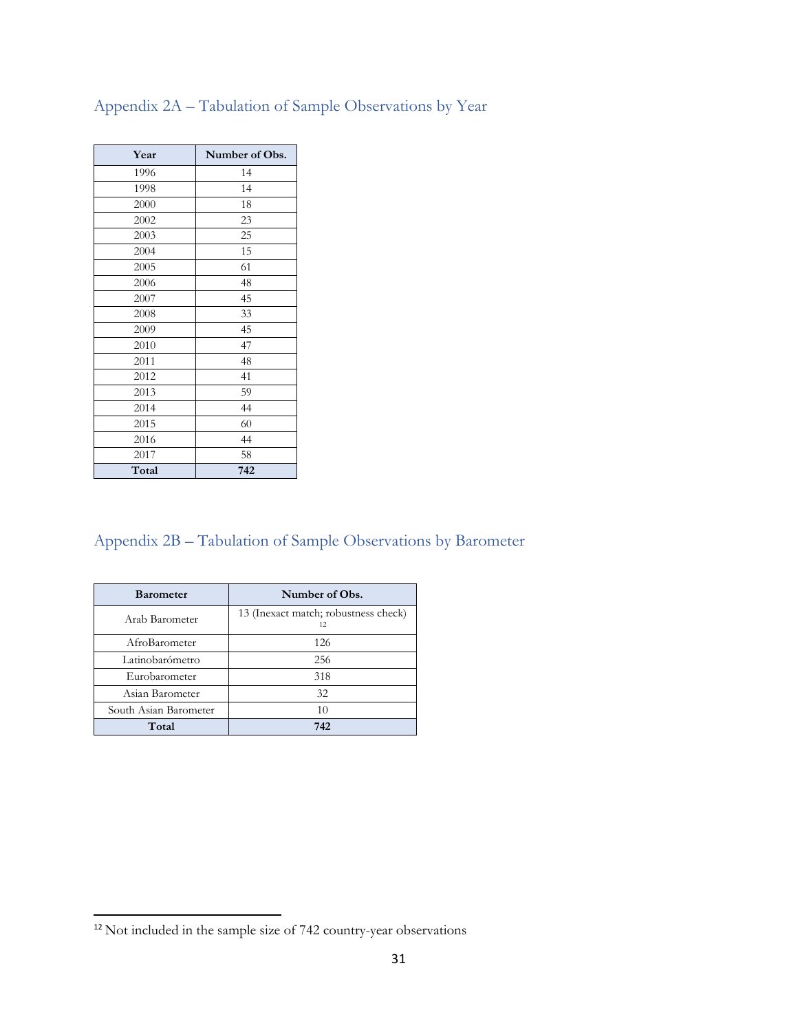## Appendix 2A – Tabulation of Sample Observations by Year

| Year | Number of Obs. |
|---|---|
| 1996 | 14 |
| 1998 | 14 |
| 2000 | 18 |
| 2002 | 23 |
| 2003 | 25 |
| 2004 | 15 |
| 2005 | 61 |
| 2006 | 48 |
| 2007 | 45 |
| 2008 | 33 |
| 2009 | 45 |
| 2010 | 47 |
| 2011 | 48 |
| 2012 | 41 |
| 2013 | 59 |
| 2014 | 44 |
| 2015 | 60 |
| 2016 | 44 |
| 2017 | 58 |
| **Total** | **742** |

## Appendix 2B – Tabulation of Sample Observations by Barometer

| Barometer | Number of Obs. |
|---|---|
| Arab Barometer | 13 (Inexact match; robustness check) [12] |
| AfroBarometer | 126 |
| Latinobarómetro | 256 |
| Eurobarometer | 318 |
| Asian Barometer | 32 |
| South Asian Barometer | 10 |
| **Total** | **742** |

[12] Not included in the sample size of 742 country-year observations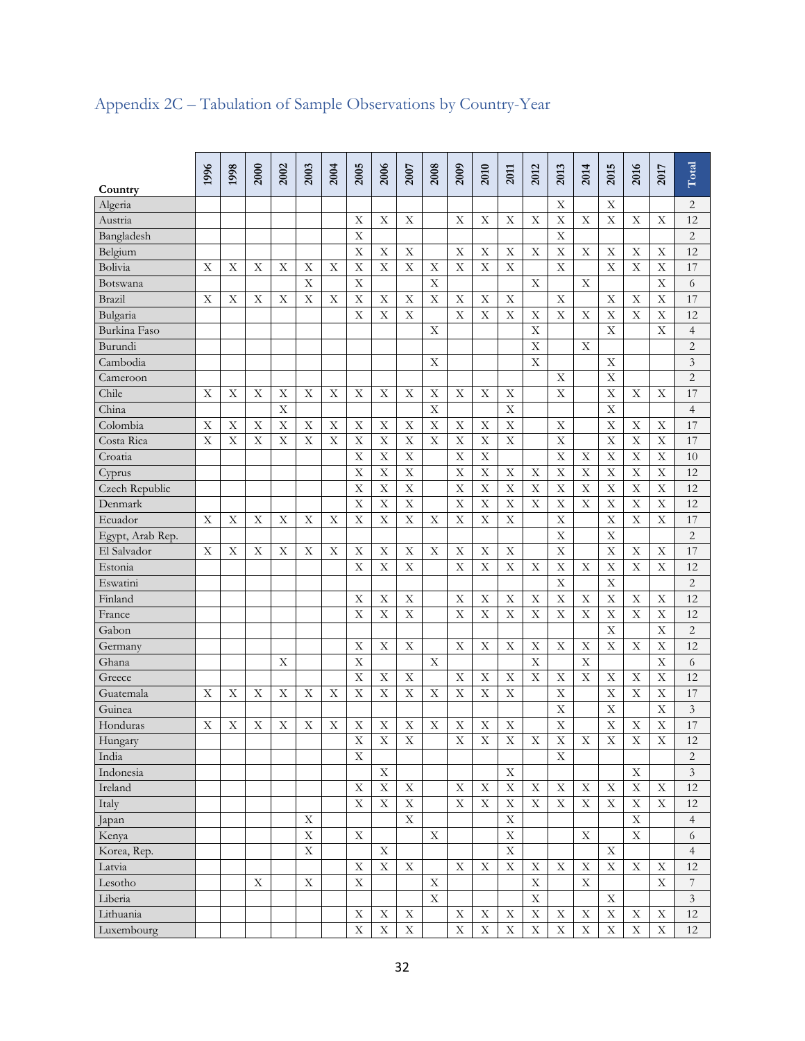## Appendix 2C – Tabulation of Sample Observations by Country-Year

| Country | 1996 | 1998 | 2000 | 2002 | 2003 | 2004 | 2005 | 2006 | 2007 | 2008 | 2009 | 2010 | 2011 | 2012 | 2013 | 2014 | 2015 | 2016 | 2017 | Total |
|---|---|---|---|---|---|---|---|---|---|---|---|---|---|---|---|---|---|---|---|---|
| Algeria | | | | | | | | | | | | | | | X | | X | | | 2 |
| Austria | | | | | | | X | X | X | | X | X | X | X | X | X | X | X | X | 12 |
| Bangladesh | | | | | | | X | | | | | | | | X | | | | | 2 |
| Belgium | | | | | | | X | X | X | | X | X | X | X | X | X | X | X | X | 12 |
| Bolivia | X | X | X | X | X | X | X | X | X | X | X | X | X | | X | | X | X | X | 17 |
| Botswana | | | | | X | | X | | | X | | | | X | | X | | | X | 6 |
| Brazil | X | X | X | X | X | X | X | X | X | X | X | X | X | | X | | X | X | X | 17 |
| Bulgaria | | | | | | | X | X | X | | X | X | X | X | X | X | X | X | X | 12 |
| Burkina Faso | | | | | | | | | | X | | | | X | | | X | | X | 4 |
| Burundi | | | | | | | | | | | | | | X | | X | | | | 2 |
| Cambodia | | | | | | | | | | X | | | | X | | | X | | | 3 |
| Cameroon | | | | | | | | | | | | | | | X | | X | | | 2 |
| Chile | X | X | X | X | X | X | X | X | X | X | X | X | X | | X | | X | X | X | 17 |
| China | | | | X | | | | | | X | | | X | | | | X | | | 4 |
| Colombia | X | X | X | X | X | X | X | X | X | X | X | X | X | | X | | X | X | X | 17 |
| Costa Rica | X | X | X | X | X | X | X | X | X | X | X | X | X | | X | | X | X | X | 17 |
| Croatia | | | | | | | X | X | X | | X | X | | | X | X | X | X | X | 10 |
| Cyprus | | | | | | | X | X | X | | X | X | X | X | X | X | X | X | X | 12 |
| Czech Republic | | | | | | | X | X | X | | X | X | X | X | X | X | X | X | X | 12 |
| Denmark | | | | | | | X | X | X | | X | X | X | X | X | X | X | X | X | 12 |
| Ecuador | X | X | X | X | X | X | X | X | X | X | X | X | X | | X | | X | X | X | 17 |
| Egypt, Arab Rep. | | | | | | | | | | | | | | | X | | X | | | 2 |
| El Salvador | X | X | X | X | X | X | X | X | X | X | X | X | X | | X | | X | X | X | 17 |
| Estonia | | | | | | | X | X | X | | X | X | X | X | X | X | X | X | X | 12 |
| Eswatini | | | | | | | | | | | | | | | X | | X | | | 2 |
| Finland | | | | | | | X | X | X | | X | X | X | X | X | X | X | X | X | 12 |
| France | | | | | | | X | X | X | | X | X | X | X | X | X | X | X | X | 12 |
| Gabon | | | | | | | | | | | | | | | | | X | | X | 2 |
| Germany | | | | | | | X | X | X | | X | X | X | X | X | X | X | X | X | 12 |
| Ghana | | | | X | | | X | | | X | | | | X | | X | | | X | 6 |
| Greece | | | | | | | X | X | X | | X | X | X | X | X | X | X | X | X | 12 |
| Guatemala | X | X | X | X | X | X | X | X | X | X | X | X | X | | X | | X | X | X | 17 |
| Guinea | | | | | | | | | | | | | | | X | | X | | X | 3 |
| Honduras | X | X | X | X | X | X | X | X | X | X | X | X | X | | X | | X | X | X | 17 |
| Hungary | | | | | | | X | X | X | | X | X | X | X | X | X | X | X | X | 12 |
| India | | | | | | | X | | | | | | | | X | | | | | 2 |
| Indonesia | | | | | | | | X | | | | | X | | | | | X | | 3 |
| Ireland | | | | | | | X | X | X | | X | X | X | X | X | X | X | X | X | 12 |
| Italy | | | | | | | X | X | X | | X | X | X | X | X | X | X | X | X | 12 |
| Japan | | | | | X | | | | X | | | | X | | | | | X | | 4 |
| Kenya | | | | | X | | X | | | X | | | X | | | X | | X | | 6 |
| Korea, Rep. | | | | | X | | | X | | | | | X | | | | X | | | 4 |
| Latvia | | | | | | | X | X | X | | X | X | X | X | X | X | X | X | X | 12 |
| Lesotho | | | X | | X | | X | | | X | | | | X | | X | | | X | 7 |
| Liberia | | | | | | | | | | X | | | | X | | | X | | | 3 |
| Lithuania | | | | | | | X | X | X | | X | X | X | X | X | X | X | X | X | 12 |
| Luxembourg | | | | | | | X | X | X | | X | X | X | X | X | X | X | X | X | 12 |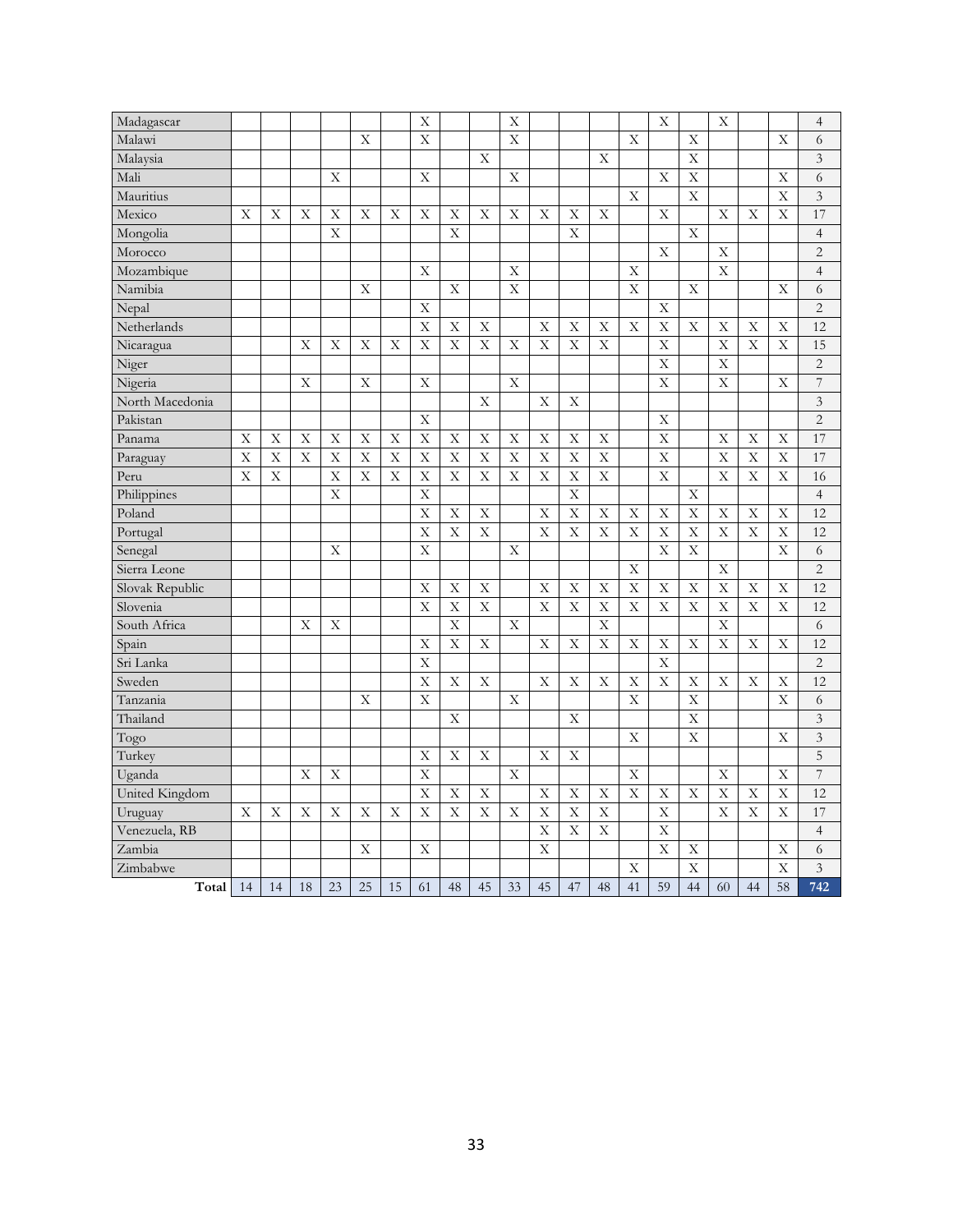| | | | | | | | | | | | | | | | | | | | | |
|---|---|---|---|---|---|---|---|---|---|---|---|---|---|---|---|---|---|---|---|---|
| Madagascar | | | | | | | X | | | X | | | | | X | | X | | | 4 |
| Malawi | | | | | X | | X | | | X | | | | X | | X | | | X | 6 |
| Malaysia | | | | | | | | | X | | | | X | | | X | | | | 3 |
| Mali | | | | X | | | X | | | X | | | | | X | X | | | X | 6 |
| Mauritius | | | | | | | | | | | | | | X | | X | | | X | 3 |
| Mexico | X | X | X | X | X | X | X | X | X | X | X | X | X | | X | | X | X | X | 17 |
| Mongolia | | | | X | | | | X | | | | X | | | | X | | | | 4 |
| Morocco | | | | | | | | | | | | | | | X | | X | | | 2 |
| Mozambique | | | | | | | X | | | X | | | | X | | | X | | | 4 |
| Namibia | | | | | X | | | X | | X | | | | X | | X | | | X | 6 |
| Nepal | | | | | | | X | | | | | | | | X | | | | | 2 |
| Netherlands | | | | | | | X | X | X | | X | X | X | X | X | X | X | X | X | 12 |
| Nicaragua | | | X | X | X | X | X | X | X | X | X | X | X | | X | | X | X | X | 15 |
| Niger | | | | | | | | | | | | | | | X | | X | | | 2 |
| Nigeria | | | X | | X | | X | | | X | | | | | X | | X | | X | 7 |
| North Macedonia | | | | | | | | | X | | X | X | | | | | | | | 3 |
| Pakistan | | | | | | | X | | | | | | | | X | | | | | 2 |
| Panama | X | X | X | X | X | X | X | X | X | X | X | X | X | | X | | X | X | X | 17 |
| Paraguay | X | X | X | X | X | X | X | X | X | X | X | X | X | | X | | X | X | X | 17 |
| Peru | X | X | | X | X | X | X | X | X | X | X | X | X | | X | | X | X | X | 16 |
| Philippines | | | | X | | | X | | | | | X | | | | X | | | | 4 |
| Poland | | | | | | | X | X | X | | X | X | X | X | X | X | X | X | X | 12 |
| Portugal | | | | | | | X | X | X | | X | X | X | X | X | X | X | X | X | 12 |
| Senegal | | | | X | | | X | | | X | | | | | X | X | | | X | 6 |
| Sierra Leone | | | | | | | | | | | | | | X | | | X | | | 2 |
| Slovak Republic | | | | | | | X | X | X | | X | X | X | X | X | X | X | X | X | 12 |
| Slovenia | | | | | | | X | X | X | | X | X | X | X | X | X | X | X | X | 12 |
| South Africa | | | X | X | | | | X | | X | | | X | | | | X | | | 6 |
| Spain | | | | | | | X | X | X | | X | X | X | X | X | X | X | X | X | 12 |
| Sri Lanka | | | | | | | X | | | | | | | | X | | | | | 2 |
| Sweden | | | | | | | X | X | X | | X | X | X | X | X | X | X | X | X | 12 |
| Tanzania | | | | | X | | X | | | X | | | | X | | X | | | X | 6 |
| Thailand | | | | | | | | X | | | | X | | | | X | | | | 3 |
| Togo | | | | | | | | | | | | | | X | | X | | | X | 3 |
| Turkey | | | | | | | X | X | X | | X | X | | | | | | | | 5 |
| Uganda | | | X | X | | | X | | | X | | | | X | | | X | | X | 7 |
| United Kingdom | | | | | | | X | X | X | | X | X | X | X | X | X | X | X | X | 12 |
| Uruguay | X | X | X | X | X | X | X | X | X | X | X | X | X | | X | | X | X | X | 17 |
| Venezuela, RB | | | | | | | | | | | X | X | X | | X | | | | | 4 |
| Zambia | | | | | X | | X | | | | X | | | | X | X | | | X | 6 |
| Zimbabwe | | | | | | | | | | | | | | X | | X | | | X | 3 |
| **Total** | 14 | 14 | 18 | 23 | 25 | 15 | 61 | 48 | 45 | 33 | 45 | 47 | 48 | 41 | 59 | 44 | 60 | 44 | 58 | 742 |